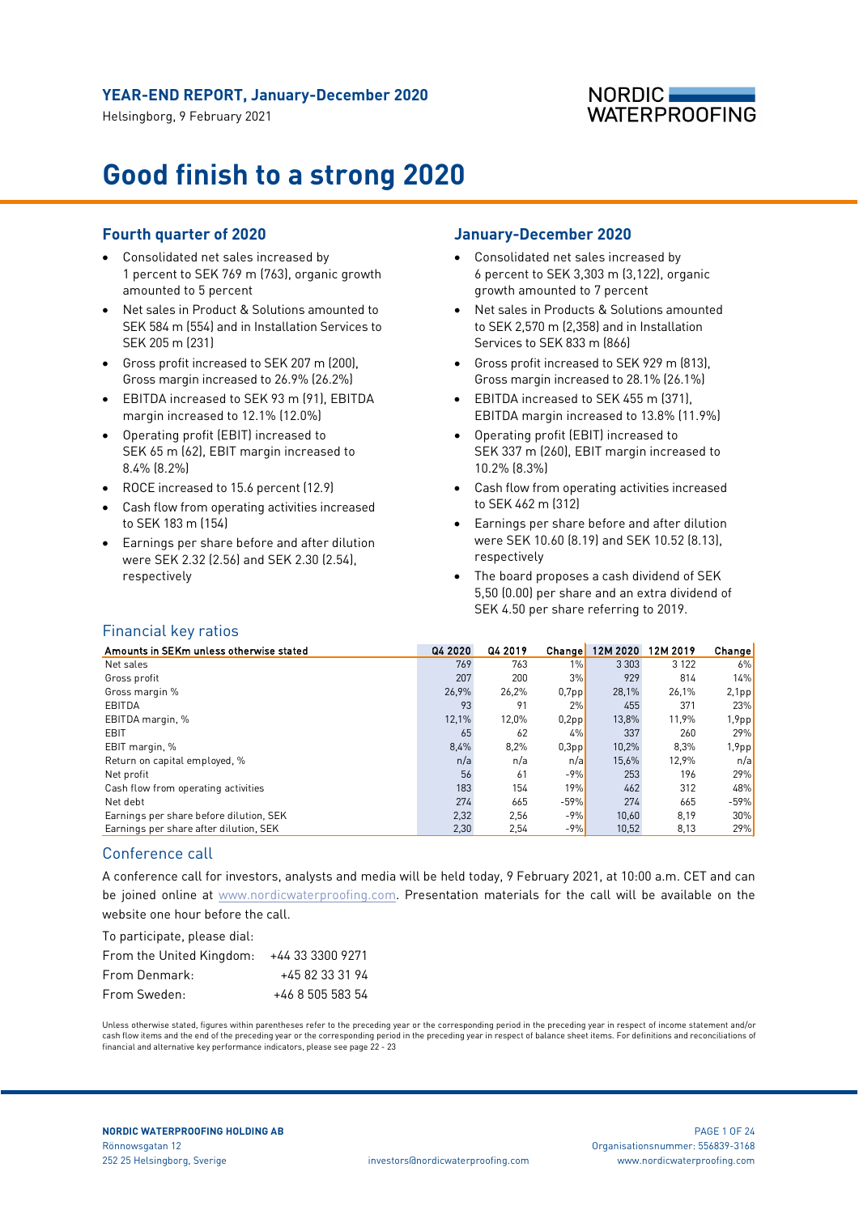**YEAR-END REPORT, January-December 2020**

Helsingborg, 9 February 2021

# Good finish to a strong 2020

## Fourth quarter of 2020

- Consolidated net sales increased by 1 percent to SEK 769 m (763), organic growth amounted to 5 percent
- Net sales in Product & Solutions amounted to SEK 584 m (554) and in Installation Services to SEK 205 m (231)
- Gross profit increased to SEK 207 m (200), Gross margin increased to 26.9% (26.2%)
- EBITDA increased to SEK 93 m (91), EBITDA margin increased to 12.1% (12.0%)
- Operating profit (EBIT) increased to SEK 65 m (62), EBIT margin increased to 8.4% (8.2%)
- ROCE increased to 15.6 percent (12.9)
- Cash flow from operating activities increased to SEK 183 m (154)
- Earnings per share before and after dilution were SEK 2.32 (2.56) and SEK 2.30 (2.54), respectively

## January-December 2020

- Consolidated net sales increased by 6 percent to SEK 3,303 m (3,122), organic growth amounted to 7 percent
- Net sales in Products & Solutions amounted to SEK 2,570 m (2,358) and in Installation Services to SEK 833 m (866)
- Gross profit increased to SEK 929 m (813), Gross margin increased to 28.1% (26.1%)
- EBITDA increased to SEK 455 m (371), EBITDA margin increased to 13.8% (11.9%)
- Operating profit (EBIT) increased to SEK 337 m (260), EBIT margin increased to 10.2% (8.3%)
- Cash flow from operating activities increased to SEK 462 m (312)
- Earnings per share before and after dilution were SEK 10.60 (8.19) and SEK 10.52 (8.13), respectively
- The board proposes a cash dividend of SEK 5,50 (0.00) per share and an extra dividend of SEK 4.50 per share referring to 2019.

## Financial key ratios

| Amounts in SEKm unless otherwise stated | Q4 2020 | Q4 2019 | Change | 12M 2020 | 12M 2019 | Change |
|---|---|---|---|---|---|---|
| Net sales | 769 | 763 | 1% | 3 303 | 3 122 | 6% |
| Gross profit | 207 | 200 | 3% | 929 | 814 | 14% |
| Gross margin % | 26,9% | 26,2% | 0,7pp | 28,1% | 26,1% | 2,1pp |
| EBITDA | 93 | 91 | 2% | 455 | 371 | 23% |
| EBITDA margin, % | 12,1% | 12,0% | 0,2pp | 13,8% | 11,9% | 1,9pp |
| EBIT | 65 | 62 | 4% | 337 | 260 | 29% |
| EBIT margin, % | 8,4% | 8,2% | 0,3pp | 10,2% | 8,3% | 1,9pp |
| Return on capital employed, % | n/a | n/a | n/a | 15,6% | 12,9% | n/a |
| Net profit | 56 | 61 | -9% | 253 | 196 | 29% |
| Cash flow from operating activities | 183 | 154 | 19% | 462 | 312 | 48% |
| Net debt | 274 | 665 | -59% | 274 | 665 | -59% |
| Earnings per share before dilution, SEK | 2,32 | 2,56 | -9% | 10,60 | 8,19 | 30% |
| Earnings per share after dilution, SEK | 2,30 | 2,54 | -9% | 10,52 | 8,13 | 29% |

## Conference call

A conference call for investors, analysts and media will be held today, 9 February 2021, at 10:00 a.m. CET and can be joined online at www.nordicwaterproofing.com. Presentation materials for the call will be available on the website one hour before the call.

To participate, please dial:

| | |
|---|---|
| From the United Kingdom: | +44 33 3300 9271 |
| From Denmark: | +45 82 33 31 94 |
| From Sweden: | +46 8 505 583 54 |

Unless otherwise stated, figures within parentheses refer to the preceding year or the corresponding period in the preceding year in respect of income statement and/or cash flow items and the end of the preceding year or the corresponding period in the preceding year in respect of balance sheet items. For definitions and reconciliations of financial and alternative key performance indicators, please see page 22 - 23

**NORDIC WATERPROOFING HOLDING AB**
Rönnowsgatan 12
252 25 Helsingborg, Sverige

investors@nordicwaterproofing.com

Organisationsnummer: 556839-3168
www.nordicwaterproofing.com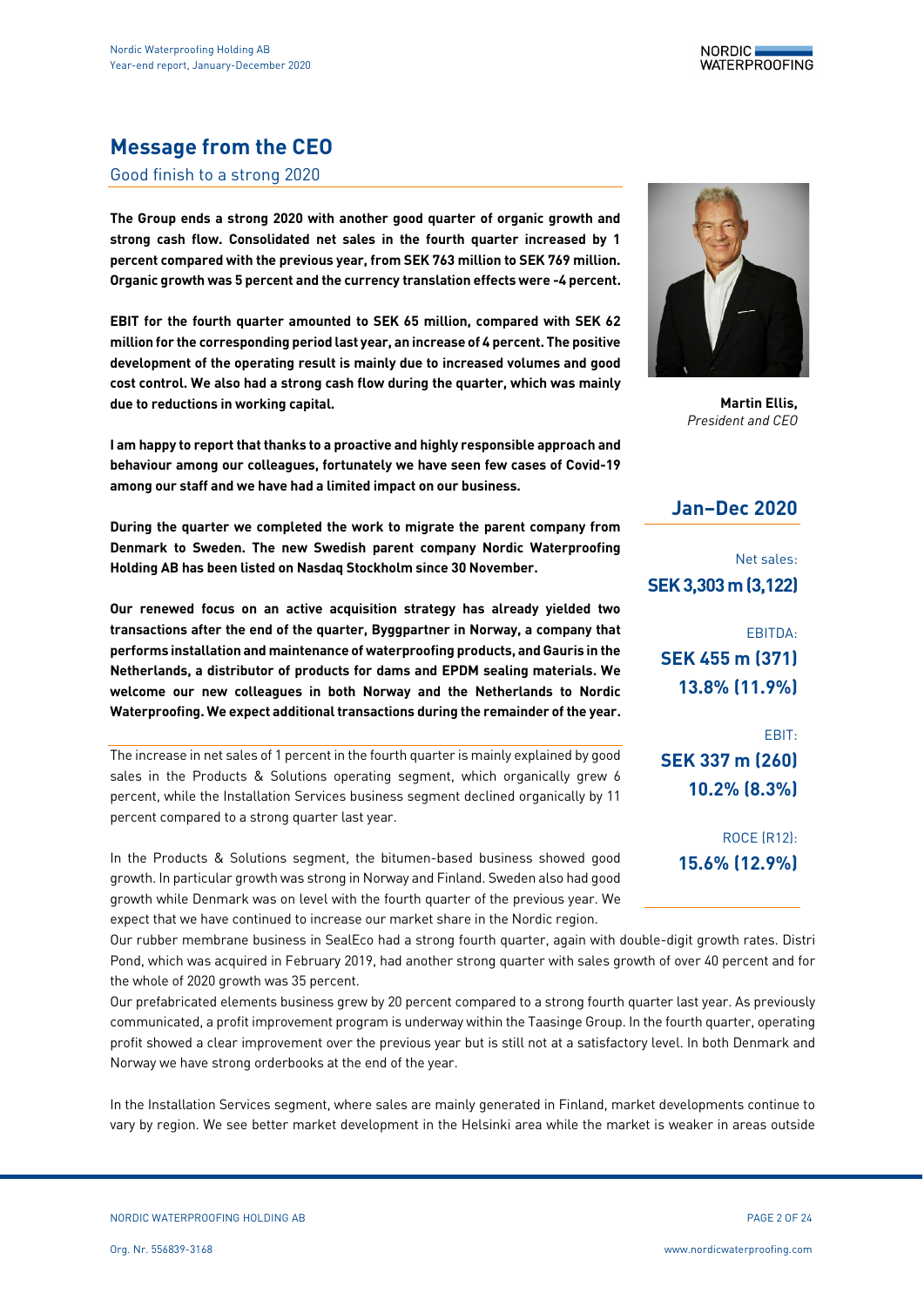## Message from the CEO

Good finish to a strong 2020

**The Group ends a strong 2020 with another good quarter of organic growth and strong cash flow. Consolidated net sales in the fourth quarter increased by 1 percent compared with the previous year, from SEK 763 million to SEK 769 million. Organic growth was 5 percent and the currency translation effects were -4 percent.**

**EBIT for the fourth quarter amounted to SEK 65 million, compared with SEK 62 million for the corresponding period last year, an increase of 4 percent. The positive development of the operating result is mainly due to increased volumes and good cost control. We also had a strong cash flow during the quarter, which was mainly due to reductions in working capital.**

**I am happy to report that thanks to a proactive and highly responsible approach and behaviour among our colleagues, fortunately we have seen few cases of Covid-19 among our staff and we have had a limited impact on our business.**

**During the quarter we completed the work to migrate the parent company from Denmark to Sweden. The new Swedish parent company Nordic Waterproofing Holding AB has been listed on Nasdaq Stockholm since 30 November.**

**Our renewed focus on an active acquisition strategy has already yielded two transactions after the end of the quarter, Byggpartner in Norway, a company that performs installation and maintenance of waterproofing products, and Gauris in the Netherlands, a distributor of products for dams and EPDM sealing materials. We welcome our new colleagues in both Norway and the Netherlands to Nordic Waterproofing. We expect additional transactions during the remainder of the year.**

**Martin Ellis,**
*President and CEO*

### Jan–Dec 2020

Net sales:
**SEK 3,303 m (3,122)**

EBITDA:
**SEK 455 m (371)**
**13.8% (11.9%)**

EBIT:
**SEK 337 m (260)**
**10.2% (8.3%)**

ROCE (R12):
**15.6% (12.9%)**

The increase in net sales of 1 percent in the fourth quarter is mainly explained by good sales in the Products & Solutions operating segment, which organically grew 6 percent, while the Installation Services business segment declined organically by 11 percent compared to a strong quarter last year.

In the Products & Solutions segment, the bitumen-based business showed good growth. In particular growth was strong in Norway and Finland. Sweden also had good growth while Denmark was on level with the fourth quarter of the previous year. We expect that we have continued to increase our market share in the Nordic region.

Our rubber membrane business in SealEco had a strong fourth quarter, again with double-digit growth rates. Distri Pond, which was acquired in February 2019, had another strong quarter with sales growth of over 40 percent and for the whole of 2020 growth was 35 percent.

Our prefabricated elements business grew by 20 percent compared to a strong fourth quarter last year. As previously communicated, a profit improvement program is underway within the Taasinge Group. In the fourth quarter, operating profit showed a clear improvement over the previous year but is still not at a satisfactory level. In both Denmark and Norway we have strong orderbooks at the end of the year.

In the Installation Services segment, where sales are mainly generated in Finland, market developments continue to vary by region. We see better market development in the Helsinki area while the market is weaker in areas outside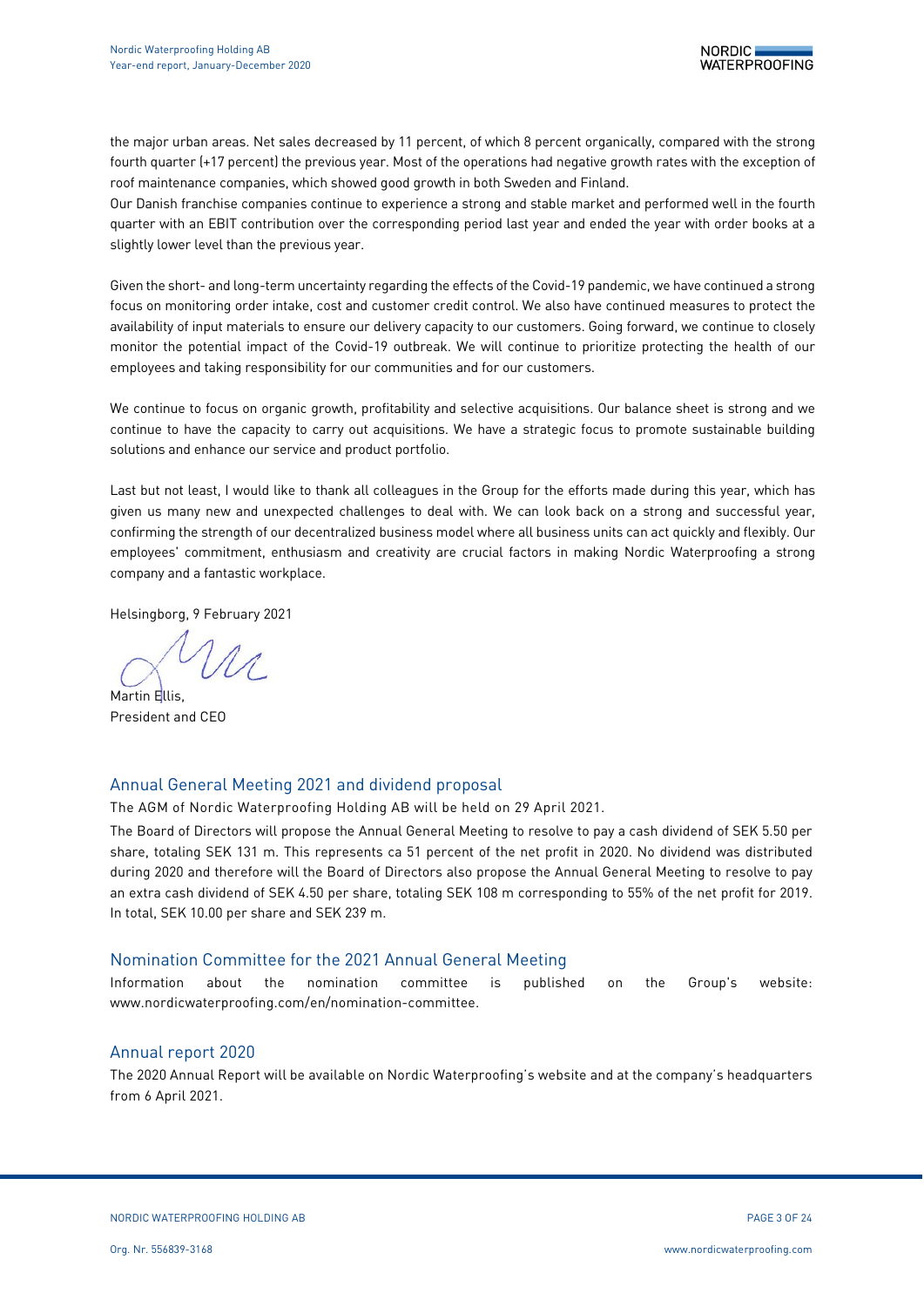the major urban areas. Net sales decreased by 11 percent, of which 8 percent organically, compared with the strong fourth quarter (+17 percent) the previous year. Most of the operations had negative growth rates with the exception of roof maintenance companies, which showed good growth in both Sweden and Finland.

Our Danish franchise companies continue to experience a strong and stable market and performed well in the fourth quarter with an EBIT contribution over the corresponding period last year and ended the year with order books at a slightly lower level than the previous year.

Given the short- and long-term uncertainty regarding the effects of the Covid-19 pandemic, we have continued a strong focus on monitoring order intake, cost and customer credit control. We also have continued measures to protect the availability of input materials to ensure our delivery capacity to our customers. Going forward, we continue to closely monitor the potential impact of the Covid-19 outbreak. We will continue to prioritize protecting the health of our employees and taking responsibility for our communities and for our customers.

We continue to focus on organic growth, profitability and selective acquisitions. Our balance sheet is strong and we continue to have the capacity to carry out acquisitions. We have a strategic focus to promote sustainable building solutions and enhance our service and product portfolio.

Last but not least, I would like to thank all colleagues in the Group for the efforts made during this year, which has given us many new and unexpected challenges to deal with. We can look back on a strong and successful year, confirming the strength of our decentralized business model where all business units can act quickly and flexibly. Our employees' commitment, enthusiasm and creativity are crucial factors in making Nordic Waterproofing a strong company and a fantastic workplace.

Helsingborg, 9 February 2021

Martin Ellis,
President and CEO

## Annual General Meeting 2021 and dividend proposal

The AGM of Nordic Waterproofing Holding AB will be held on 29 April 2021.

The Board of Directors will propose the Annual General Meeting to resolve to pay a cash dividend of SEK 5.50 per share, totaling SEK 131 m. This represents ca 51 percent of the net profit in 2020. No dividend was distributed during 2020 and therefore will the Board of Directors also propose the Annual General Meeting to resolve to pay an extra cash dividend of SEK 4.50 per share, totaling SEK 108 m corresponding to 55% of the net profit for 2019. In total, SEK 10.00 per share and SEK 239 m.

## Nomination Committee for the 2021 Annual General Meeting

Information about the nomination committee is published on the Group's website: www.nordicwaterproofing.com/en/nomination-committee.

## Annual report 2020

The 2020 Annual Report will be available on Nordic Waterproofing's website and at the company's headquarters from 6 April 2021.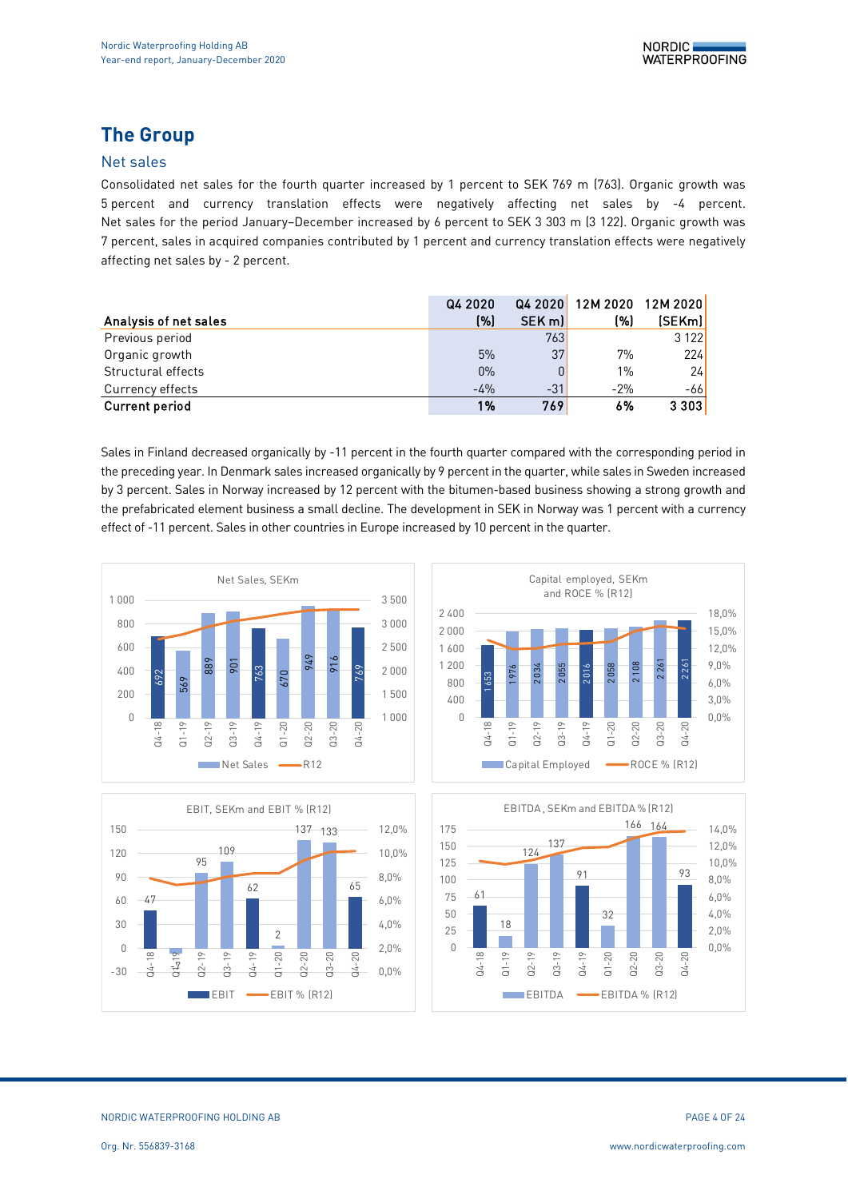# The Group

## Net sales

Consolidated net sales for the fourth quarter increased by 1 percent to SEK 769 m (763). Organic growth was 5 percent and currency translation effects were negatively affecting net sales by -4 percent. Net sales for the period January–December increased by 6 percent to SEK 3 303 m (3 122). Organic growth was 7 percent, sales in acquired companies contributed by 1 percent and currency translation effects were negatively affecting net sales by - 2 percent.

| Analysis of net sales | Q4 2020 (%) | Q4 2020 SEK m) | 12M 2020 (%) | 12M 2020 (SEKm) |
|---|---|---|---|---|
| Previous period | | 763 | | 3 122 |
| Organic growth | 5% | 37 | 7% | 224 |
| Structural effects | 0% | 0 | 1% | 24 |
| Currency effects | -4% | -31 | -2% | -66 |
| **Current period** | **1%** | **769** | **6%** | **3 303** |

Sales in Finland decreased organically by -11 percent in the fourth quarter compared with the corresponding period in the preceding year. In Denmark sales increased organically by 9 percent in the quarter, while sales in Sweden increased by 3 percent. Sales in Norway increased by 12 percent with the bitumen-based business showing a strong growth and the prefabricated element business a small decline. The development in SEK in Norway was 1 percent with a currency effect of -11 percent. Sales in other countries in Europe increased by 10 percent in the quarter.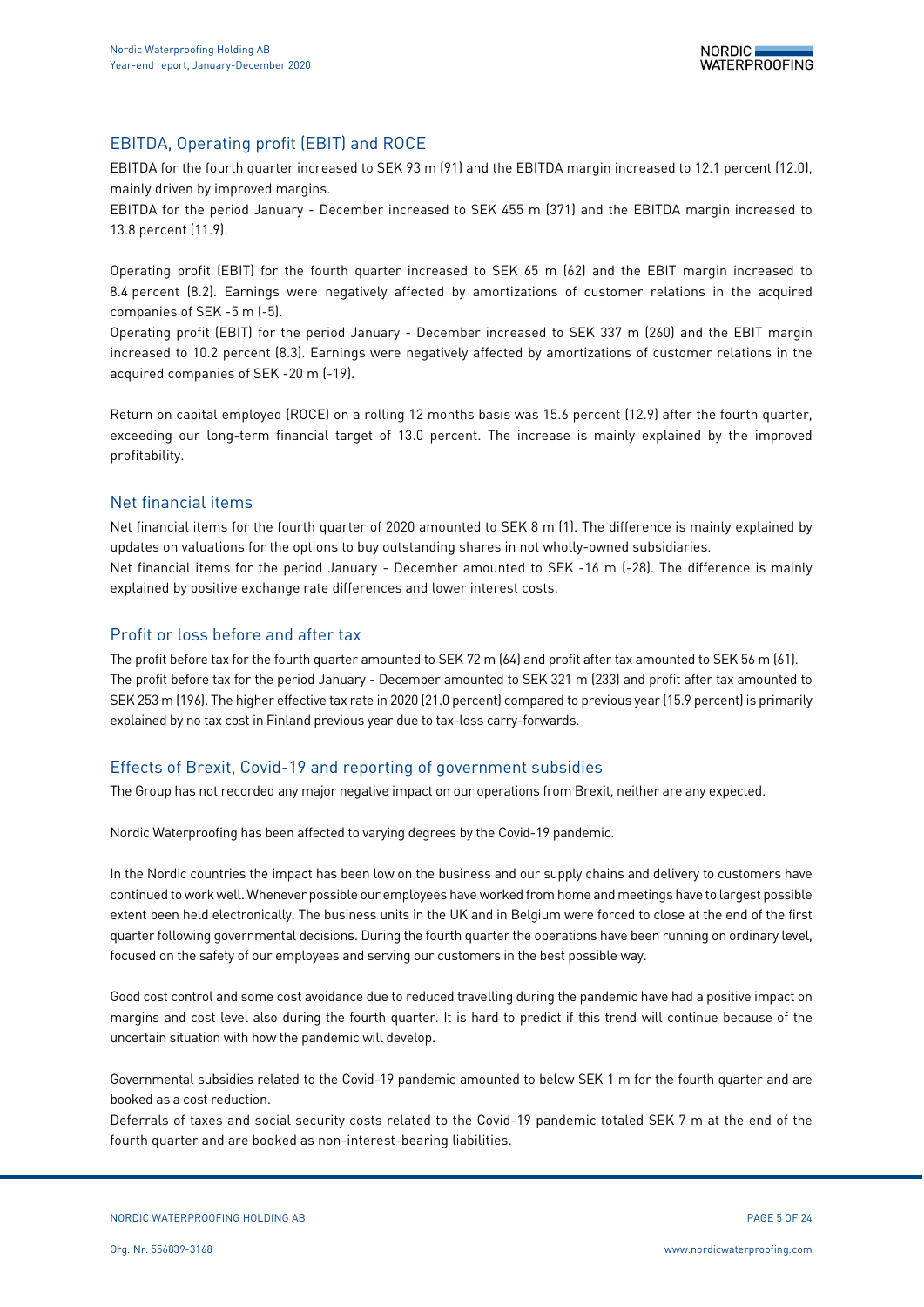## EBITDA, Operating profit (EBIT) and ROCE

EBITDA for the fourth quarter increased to SEK 93 m (91) and the EBITDA margin increased to 12.1 percent (12.0), mainly driven by improved margins.

EBITDA for the period January - December increased to SEK 455 m (371) and the EBITDA margin increased to 13.8 percent (11.9).

Operating profit (EBIT) for the fourth quarter increased to SEK 65 m (62) and the EBIT margin increased to 8.4 percent (8.2). Earnings were negatively affected by amortizations of customer relations in the acquired companies of SEK -5 m (-5).

Operating profit (EBIT) for the period January - December increased to SEK 337 m (260) and the EBIT margin increased to 10.2 percent (8.3). Earnings were negatively affected by amortizations of customer relations in the acquired companies of SEK -20 m (-19).

Return on capital employed (ROCE) on a rolling 12 months basis was 15.6 percent (12.9) after the fourth quarter, exceeding our long-term financial target of 13.0 percent. The increase is mainly explained by the improved profitability.

## Net financial items

Net financial items for the fourth quarter of 2020 amounted to SEK 8 m (1). The difference is mainly explained by updates on valuations for the options to buy outstanding shares in not wholly-owned subsidiaries.

Net financial items for the period January - December amounted to SEK -16 m (-28). The difference is mainly explained by positive exchange rate differences and lower interest costs.

## Profit or loss before and after tax

The profit before tax for the fourth quarter amounted to SEK 72 m (64) and profit after tax amounted to SEK 56 m (61).

The profit before tax for the period January - December amounted to SEK 321 m (233) and profit after tax amounted to SEK 253 m (196). The higher effective tax rate in 2020 (21.0 percent) compared to previous year (15.9 percent) is primarily explained by no tax cost in Finland previous year due to tax-loss carry-forwards.

## Effects of Brexit, Covid-19 and reporting of government subsidies

The Group has not recorded any major negative impact on our operations from Brexit, neither are any expected.

Nordic Waterproofing has been affected to varying degrees by the Covid-19 pandemic.

In the Nordic countries the impact has been low on the business and our supply chains and delivery to customers have continued to work well. Whenever possible our employees have worked from home and meetings have to largest possible extent been held electronically. The business units in the UK and in Belgium were forced to close at the end of the first quarter following governmental decisions. During the fourth quarter the operations have been running on ordinary level, focused on the safety of our employees and serving our customers in the best possible way.

Good cost control and some cost avoidance due to reduced travelling during the pandemic have had a positive impact on margins and cost level also during the fourth quarter. It is hard to predict if this trend will continue because of the uncertain situation with how the pandemic will develop.

Governmental subsidies related to the Covid-19 pandemic amounted to below SEK 1 m for the fourth quarter and are booked as a cost reduction.

Deferrals of taxes and social security costs related to the Covid-19 pandemic totaled SEK 7 m at the end of the fourth quarter and are booked as non-interest-bearing liabilities.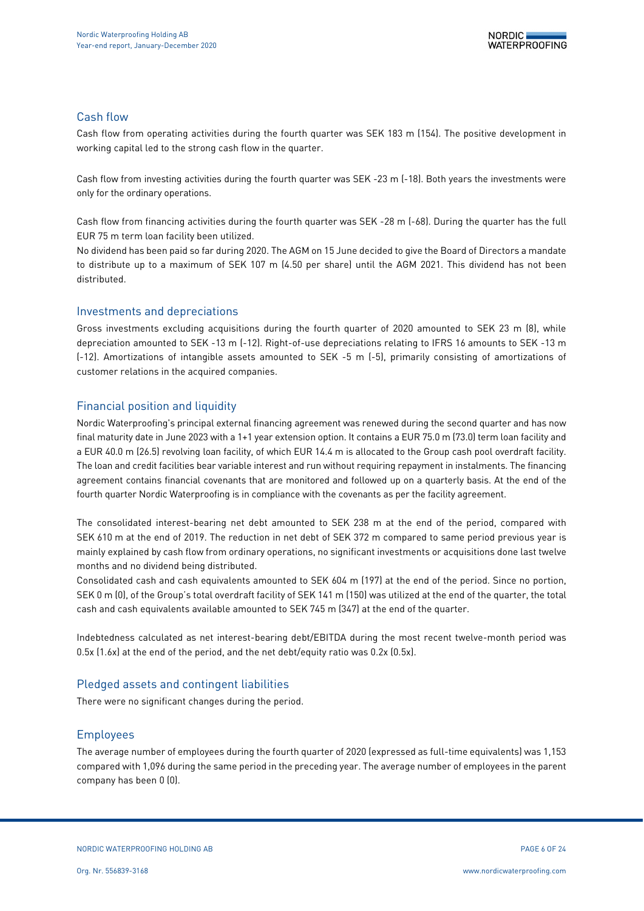## Cash flow

Cash flow from operating activities during the fourth quarter was SEK 183 m (154). The positive development in working capital led to the strong cash flow in the quarter.

Cash flow from investing activities during the fourth quarter was SEK -23 m (-18). Both years the investments were only for the ordinary operations.

Cash flow from financing activities during the fourth quarter was SEK -28 m (-68). During the quarter has the full EUR 75 m term loan facility been utilized.

No dividend has been paid so far during 2020. The AGM on 15 June decided to give the Board of Directors a mandate to distribute up to a maximum of SEK 107 m (4.50 per share) until the AGM 2021. This dividend has not been distributed.

## Investments and depreciations

Gross investments excluding acquisitions during the fourth quarter of 2020 amounted to SEK 23 m (8), while depreciation amounted to SEK -13 m (-12). Right-of-use depreciations relating to IFRS 16 amounts to SEK -13 m (-12). Amortizations of intangible assets amounted to SEK -5 m (-5), primarily consisting of amortizations of customer relations in the acquired companies.

## Financial position and liquidity

Nordic Waterproofing's principal external financing agreement was renewed during the second quarter and has now final maturity date in June 2023 with a 1+1 year extension option. It contains a EUR 75.0 m (73.0) term loan facility and a EUR 40.0 m (26.5) revolving loan facility, of which EUR 14.4 m is allocated to the Group cash pool overdraft facility. The loan and credit facilities bear variable interest and run without requiring repayment in instalments. The financing agreement contains financial covenants that are monitored and followed up on a quarterly basis. At the end of the fourth quarter Nordic Waterproofing is in compliance with the covenants as per the facility agreement.

The consolidated interest-bearing net debt amounted to SEK 238 m at the end of the period, compared with SEK 610 m at the end of 2019. The reduction in net debt of SEK 372 m compared to same period previous year is mainly explained by cash flow from ordinary operations, no significant investments or acquisitions done last twelve months and no dividend being distributed.

Consolidated cash and cash equivalents amounted to SEK 604 m (197) at the end of the period. Since no portion, SEK 0 m (0), of the Group's total overdraft facility of SEK 141 m (150) was utilized at the end of the quarter, the total cash and cash equivalents available amounted to SEK 745 m (347) at the end of the quarter.

Indebtedness calculated as net interest-bearing debt/EBITDA during the most recent twelve-month period was 0.5x (1.6x) at the end of the period, and the net debt/equity ratio was 0.2x (0.5x).

## Pledged assets and contingent liabilities

There were no significant changes during the period.

## Employees

The average number of employees during the fourth quarter of 2020 (expressed as full-time equivalents) was 1,153 compared with 1,096 during the same period in the preceding year. The average number of employees in the parent company has been 0 (0).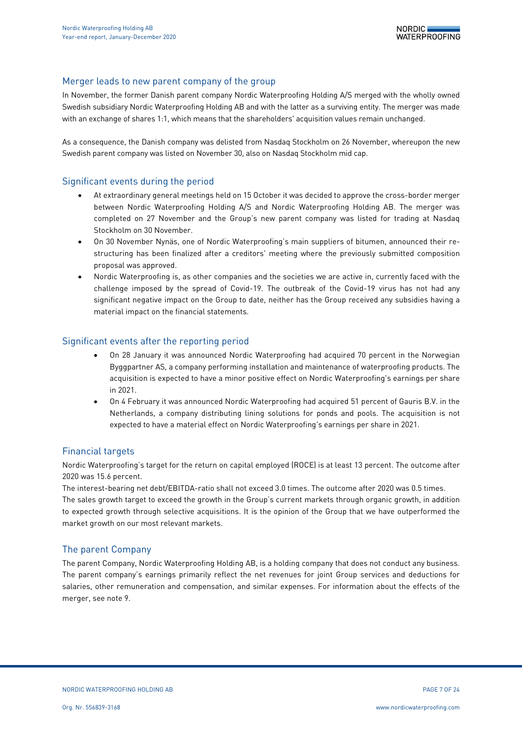## Merger leads to new parent company of the group

In November, the former Danish parent company Nordic Waterproofing Holding A/S merged with the wholly owned Swedish subsidiary Nordic Waterproofing Holding AB and with the latter as a surviving entity. The merger was made with an exchange of shares 1:1, which means that the shareholders' acquisition values remain unchanged.

As a consequence, the Danish company was delisted from Nasdaq Stockholm on 26 November, whereupon the new Swedish parent company was listed on November 30, also on Nasdaq Stockholm mid cap.

## Significant events during the period

- At extraordinary general meetings held on 15 October it was decided to approve the cross-border merger between Nordic Waterproofing Holding A/S and Nordic Waterproofing Holding AB. The merger was completed on 27 November and the Group's new parent company was listed for trading at Nasdaq Stockholm on 30 November.
- On 30 November Nynäs, one of Nordic Waterproofing's main suppliers of bitumen, announced their re-structuring has been finalized after a creditors' meeting where the previously submitted composition proposal was approved.
- Nordic Waterproofing is, as other companies and the societies we are active in, currently faced with the challenge imposed by the spread of Covid-19. The outbreak of the Covid-19 virus has not had any significant negative impact on the Group to date, neither has the Group received any subsidies having a material impact on the financial statements.

## Significant events after the reporting period

- On 28 January it was announced Nordic Waterproofing had acquired 70 percent in the Norwegian Byggpartner AS, a company performing installation and maintenance of waterproofing products. The acquisition is expected to have a minor positive effect on Nordic Waterproofing's earnings per share in 2021.
- On 4 February it was announced Nordic Waterproofing had acquired 51 percent of Gauris B.V. in the Netherlands, a company distributing lining solutions for ponds and pools. The acquisition is not expected to have a material effect on Nordic Waterproofing's earnings per share in 2021.

## Financial targets

Nordic Waterproofing's target for the return on capital employed (ROCE) is at least 13 percent. The outcome after 2020 was 15.6 percent.

The interest-bearing net debt/EBITDA-ratio shall not exceed 3.0 times. The outcome after 2020 was 0.5 times.

The sales growth target to exceed the growth in the Group's current markets through organic growth, in addition to expected growth through selective acquisitions. It is the opinion of the Group that we have outperformed the market growth on our most relevant markets.

## The parent Company

The parent Company, Nordic Waterproofing Holding AB, is a holding company that does not conduct any business. The parent company's earnings primarily reflect the net revenues for joint Group services and deductions for salaries, other remuneration and compensation, and similar expenses. For information about the effects of the merger, see note 9.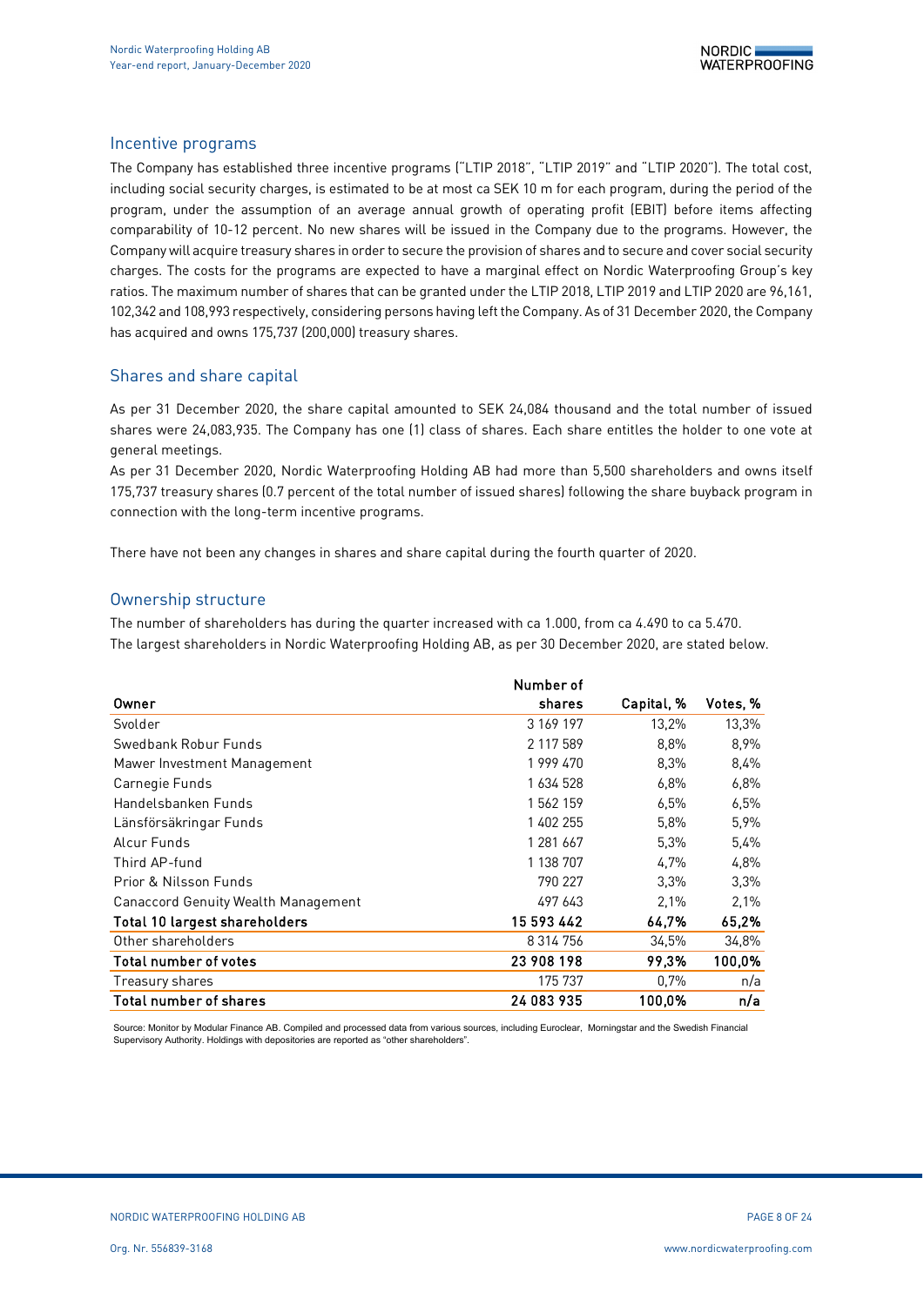## Incentive programs

The Company has established three incentive programs ("LTIP 2018", "LTIP 2019" and "LTIP 2020"). The total cost, including social security charges, is estimated to be at most ca SEK 10 m for each program, during the period of the program, under the assumption of an average annual growth of operating profit (EBIT) before items affecting comparability of 10-12 percent. No new shares will be issued in the Company due to the programs. However, the Company will acquire treasury shares in order to secure the provision of shares and to secure and cover social security charges. The costs for the programs are expected to have a marginal effect on Nordic Waterproofing Group's key ratios. The maximum number of shares that can be granted under the LTIP 2018, LTIP 2019 and LTIP 2020 are 96,161, 102,342 and 108,993 respectively, considering persons having left the Company. As of 31 December 2020, the Company has acquired and owns 175,737 (200,000) treasury shares.

## Shares and share capital

As per 31 December 2020, the share capital amounted to SEK 24,084 thousand and the total number of issued shares were 24,083,935. The Company has one (1) class of shares. Each share entitles the holder to one vote at general meetings.

As per 31 December 2020, Nordic Waterproofing Holding AB had more than 5,500 shareholders and owns itself 175,737 treasury shares (0.7 percent of the total number of issued shares) following the share buyback program in connection with the long-term incentive programs.

There have not been any changes in shares and share capital during the fourth quarter of 2020.

## Ownership structure

The number of shareholders has during the quarter increased with ca 1.000, from ca 4.490 to ca 5.470.
The largest shareholders in Nordic Waterproofing Holding AB, as per 30 December 2020, are stated below.

| Owner | Number of shares | Capital, % | Votes, % |
|---|---|---|---|
| Svolder | 3 169 197 | 13,2% | 13,3% |
| Swedbank Robur Funds | 2 117 589 | 8,8% | 8,9% |
| Mawer Investment Management | 1 999 470 | 8,3% | 8,4% |
| Carnegie Funds | 1 634 528 | 6,8% | 6,8% |
| Handelsbanken Funds | 1 562 159 | 6,5% | 6,5% |
| Länsförsäkringar Funds | 1 402 255 | 5,8% | 5,9% |
| Alcur Funds | 1 281 667 | 5,3% | 5,4% |
| Third AP-fund | 1 138 707 | 4,7% | 4,8% |
| Prior & Nilsson Funds | 790 227 | 3,3% | 3,3% |
| Canaccord Genuity Wealth Management | 497 643 | 2,1% | 2,1% |
| **Total 10 largest shareholders** | **15 593 442** | **64,7%** | **65,2%** |
| Other shareholders | 8 314 756 | 34,5% | 34,8% |
| **Total number of votes** | **23 908 198** | **99,3%** | **100,0%** |
| Treasury shares | 175 737 | 0,7% | n/a |
| **Total number of shares** | **24 083 935** | **100,0%** | **n/a** |

Source: Monitor by Modular Finance AB. Compiled and processed data from various sources, including Euroclear, Morningstar and the Swedish Financial Supervisory Authority. Holdings with depositories are reported as "other shareholders".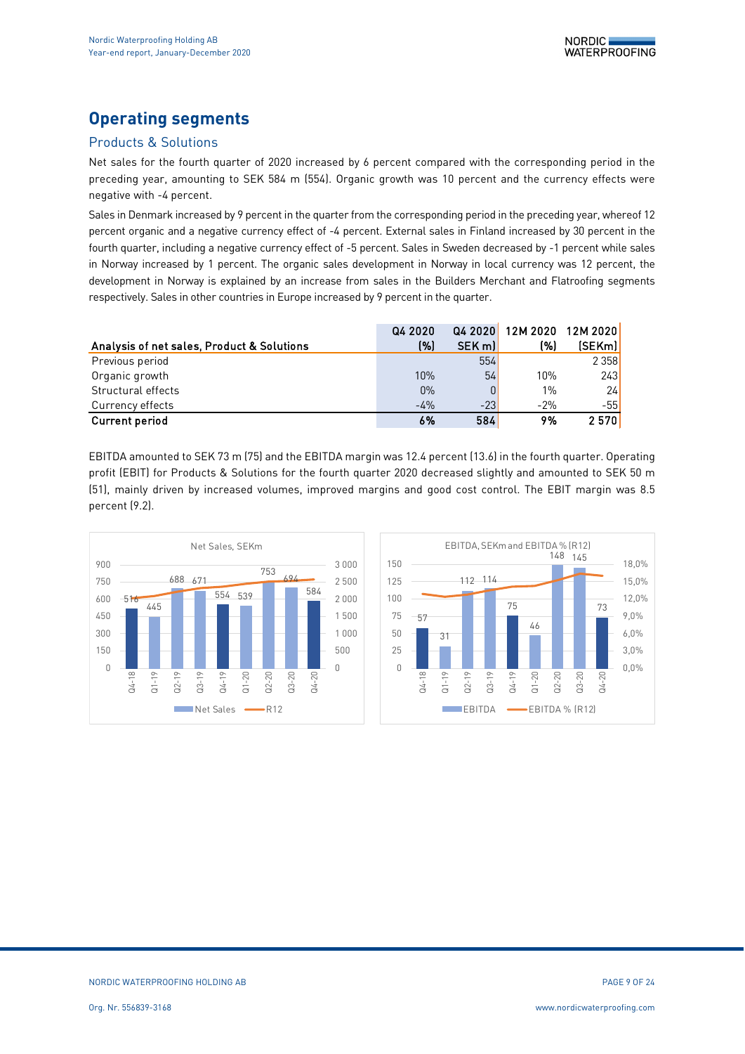## Operating segments

### Products & Solutions

Net sales for the fourth quarter of 2020 increased by 6 percent compared with the corresponding period in the preceding year, amounting to SEK 584 m (554). Organic growth was 10 percent and the currency effects were negative with -4 percent.

Sales in Denmark increased by 9 percent in the quarter from the corresponding period in the preceding year, whereof 12 percent organic and a negative currency effect of -4 percent. External sales in Finland increased by 30 percent in the fourth quarter, including a negative currency effect of -5 percent. Sales in Sweden decreased by -1 percent while sales in Norway increased by 1 percent. The organic sales development in Norway in local currency was 12 percent, the development in Norway is explained by an increase from sales in the Builders Merchant and Flatroofing segments respectively. Sales in other countries in Europe increased by 9 percent in the quarter.

| Analysis of net sales, Product & Solutions | Q4 2020 (%) | Q4 2020 SEK m) | 12M 2020 (%) | 12M 2020 (SEKm) |
|---|---|---|---|---|
| Previous period | | 554 | | 2 358 |
| Organic growth | 10% | 54 | 10% | 243 |
| Structural effects | 0% | 0 | 1% | 24 |
| Currency effects | -4% | -23 | -2% | -55 |
| **Current period** | **6%** | **584** | **9%** | **2 570** |

EBITDA amounted to SEK 73 m (75) and the EBITDA margin was 12.4 percent (13.6) in the fourth quarter. Operating profit (EBIT) for Products & Solutions for the fourth quarter 2020 decreased slightly and amounted to SEK 50 m (51), mainly driven by increased volumes, improved margins and good cost control. The EBIT margin was 8.5 percent (9.2).

Net Sales, SEKm

| | Q4-18 | Q1-19 | Q2-19 | Q3-19 | Q4-19 | Q1-20 | Q2-20 | Q3-20 | Q4-20 |
|---|---|---|---|---|---|---|---|---|---|
| Net Sales | 516 | 445 | 688 | 671 | 554 | 539 | 753 | 694 | 584 |

EBITDA, SEKm and EBITDA % (R12)

| | Q4-18 | Q1-19 | Q2-19 | Q3-19 | Q4-19 | Q1-20 | Q2-20 | Q3-20 | Q4-20 |
|---|---|---|---|---|---|---|---|---|---|
| EBITDA | 57 | 31 | 112 | 114 | 75 | 46 | 148 | 145 | 73 |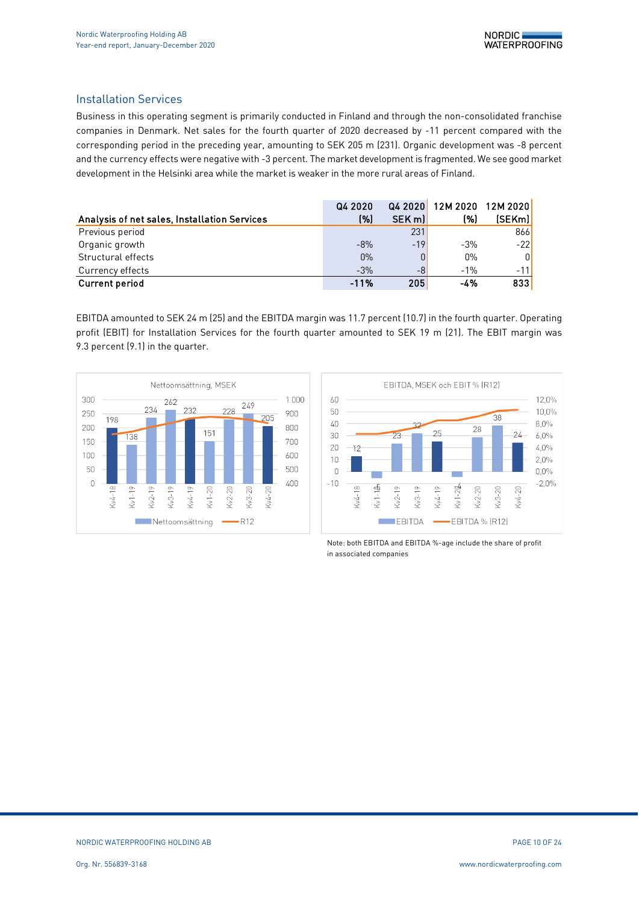## Installation Services

Business in this operating segment is primarily conducted in Finland and through the non-consolidated franchise companies in Denmark. Net sales for the fourth quarter of 2020 decreased by -11 percent compared with the corresponding period in the preceding year, amounting to SEK 205 m (231). Organic development was -8 percent and the currency effects were negative with -3 percent. The market development is fragmented. We see good market development in the Helsinki area while the market is weaker in the more rural areas of Finland.

| Analysis of net sales, Installation Services | Q4 2020 (%) | Q4 2020 SEK m) | 12M 2020 (%) | 12M 2020 (SEKm) |
|---|---|---|---|---|
| Previous period | | 231 | | 866 |
| Organic growth | -8% | -19 | -3% | -22 |
| Structural effects | 0% | 0 | 0% | 0 |
| Currency effects | -3% | -8 | -1% | -11 |
| **Current period** | **-11%** | **205** | **-4%** | **833** |

EBITDA amounted to SEK 24 m (25) and the EBITDA margin was 11.7 percent (10.7) in the fourth quarter. Operating profit (EBIT) for Installation Services for the fourth quarter amounted to SEK 19 m (21). The EBIT margin was 9.3 percent (9.1) in the quarter.

Note: both EBITDA and EBITDA %-age include the share of profit in associated companies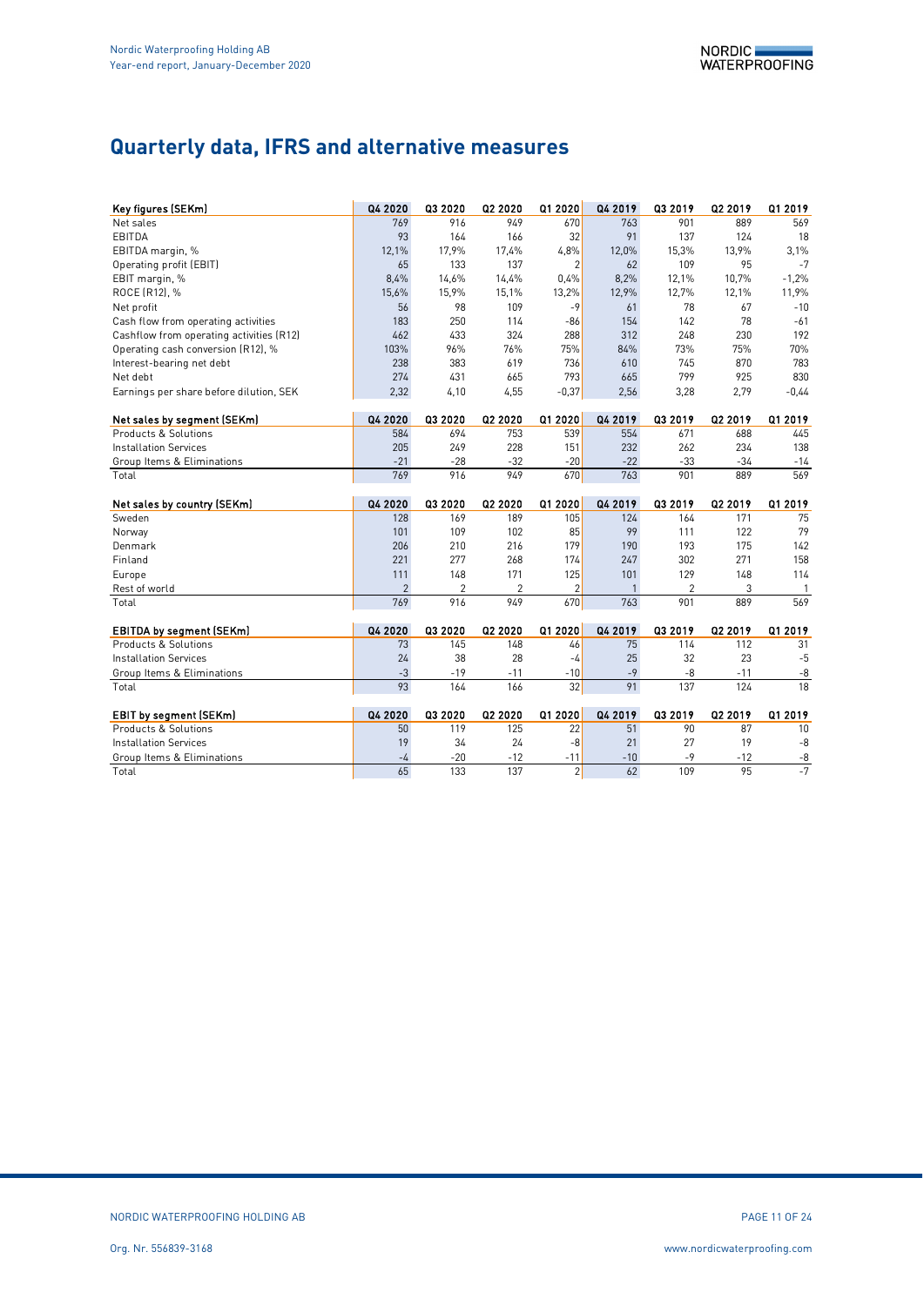# Quarterly data, IFRS and alternative measures

| Key figures (SEKm) | Q4 2020 | Q3 2020 | Q2 2020 | Q1 2020 | Q4 2019 | Q3 2019 | Q2 2019 | Q1 2019 |
|---|---|---|---|---|---|---|---|---|
| Net sales | 769 | 916 | 949 | 670 | 763 | 901 | 889 | 569 |
| EBITDA | 93 | 164 | 166 | 32 | 91 | 137 | 124 | 18 |
| EBITDA margin, % | 12,1% | 17,9% | 17,4% | 4,8% | 12,0% | 15,3% | 13,9% | 3,1% |
| Operating profit (EBIT) | 65 | 133 | 137 | 2 | 62 | 109 | 95 | -7 |
| EBIT margin, % | 8,4% | 14,6% | 14,4% | 0,4% | 8,2% | 12,1% | 10,7% | -1,2% |
| ROCE (R12), % | 15,6% | 15,9% | 15,1% | 13,2% | 12,9% | 12,7% | 12,1% | 11,9% |
| Net profit | 56 | 98 | 109 | -9 | 61 | 78 | 67 | -10 |
| Cash flow from operating activities | 183 | 250 | 114 | -86 | 154 | 142 | 78 | -61 |
| Cashflow from operating activities (R12) | 462 | 433 | 324 | 288 | 312 | 248 | 230 | 192 |
| Operating cash conversion (R12), % | 103% | 96% | 76% | 75% | 84% | 73% | 75% | 70% |
| Interest-bearing net debt | 238 | 383 | 619 | 736 | 610 | 745 | 870 | 783 |
| Net debt | 274 | 431 | 665 | 793 | 665 | 799 | 925 | 830 |
| Earnings per share before dilution, SEK | 2,32 | 4,10 | 4,55 | -0,37 | 2,56 | 3,28 | 2,79 | -0,44 |

| Net sales by segment (SEKm) | Q4 2020 | Q3 2020 | Q2 2020 | Q1 2020 | Q4 2019 | Q3 2019 | Q2 2019 | Q1 2019 |
|---|---|---|---|---|---|---|---|---|
| Products & Solutions | 584 | 694 | 753 | 539 | 554 | 671 | 688 | 445 |
| Installation Services | 205 | 249 | 228 | 151 | 232 | 262 | 234 | 138 |
| Group Items & Eliminations | -21 | -28 | -32 | -20 | -22 | -33 | -34 | -14 |
| Total | 769 | 916 | 949 | 670 | 763 | 901 | 889 | 569 |

| Net sales by country (SEKm) | Q4 2020 | Q3 2020 | Q2 2020 | Q1 2020 | Q4 2019 | Q3 2019 | Q2 2019 | Q1 2019 |
|---|---|---|---|---|---|---|---|---|
| Sweden | 128 | 169 | 189 | 105 | 124 | 164 | 171 | 75 |
| Norway | 101 | 109 | 102 | 85 | 99 | 111 | 122 | 79 |
| Denmark | 206 | 210 | 216 | 179 | 190 | 193 | 175 | 142 |
| Finland | 221 | 277 | 268 | 174 | 247 | 302 | 271 | 158 |
| Europe | 111 | 148 | 171 | 125 | 101 | 129 | 148 | 114 |
| Rest of world | 2 | 2 | 2 | 2 | 1 | 2 | 3 | 1 |
| Total | 769 | 916 | 949 | 670 | 763 | 901 | 889 | 569 |

| EBITDA by segment (SEKm) | Q4 2020 | Q3 2020 | Q2 2020 | Q1 2020 | Q4 2019 | Q3 2019 | Q2 2019 | Q1 2019 |
|---|---|---|---|---|---|---|---|---|
| Products & Solutions | 73 | 145 | 148 | 46 | 75 | 114 | 112 | 31 |
| Installation Services | 24 | 38 | 28 | -4 | 25 | 32 | 23 | -5 |
| Group Items & Eliminations | -3 | -19 | -11 | -10 | -9 | -8 | -11 | -8 |
| Total | 93 | 164 | 166 | 32 | 91 | 137 | 124 | 18 |

| EBIT by segment (SEKm) | Q4 2020 | Q3 2020 | Q2 2020 | Q1 2020 | Q4 2019 | Q3 2019 | Q2 2019 | Q1 2019 |
|---|---|---|---|---|---|---|---|---|
| Products & Solutions | 50 | 119 | 125 | 22 | 51 | 90 | 87 | 10 |
| Installation Services | 19 | 34 | 24 | -8 | 21 | 27 | 19 | -8 |
| Group Items & Eliminations | -4 | -20 | -12 | -11 | -10 | -9 | -12 | -8 |
| Total | 65 | 133 | 137 | 2 | 62 | 109 | 95 | -7 |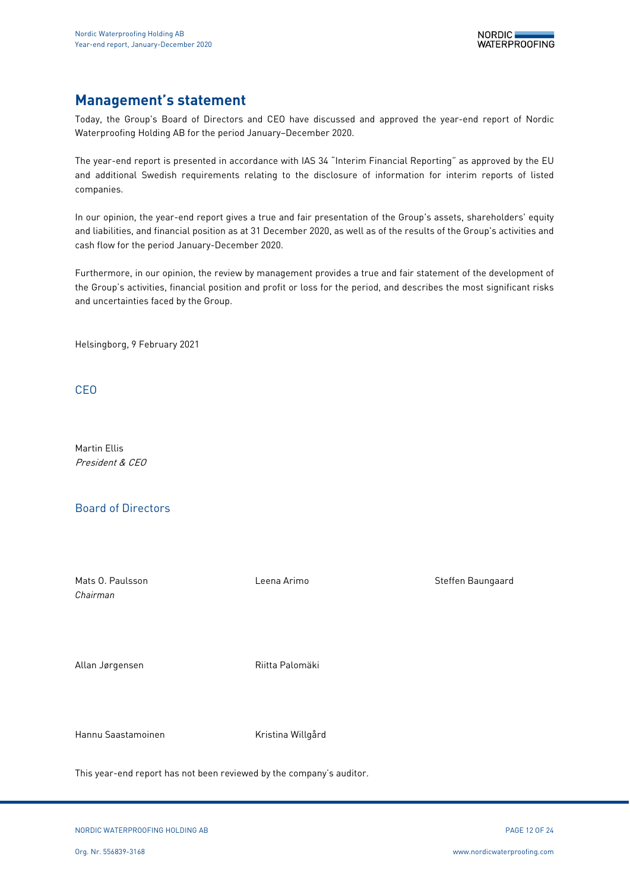## Management's statement

Today, the Group's Board of Directors and CEO have discussed and approved the year-end report of Nordic Waterproofing Holding AB for the period January–December 2020.

The year-end report is presented in accordance with IAS 34 "Interim Financial Reporting" as approved by the EU and additional Swedish requirements relating to the disclosure of information for interim reports of listed companies.

In our opinion, the year-end report gives a true and fair presentation of the Group's assets, shareholders' equity and liabilities, and financial position as at 31 December 2020, as well as of the results of the Group's activities and cash flow for the period January-December 2020.

Furthermore, in our opinion, the review by management provides a true and fair statement of the development of the Group's activities, financial position and profit or loss for the period, and describes the most significant risks and uncertainties faced by the Group.

Helsingborg, 9 February 2021

### CEO

Martin Ellis
*President & CEO*

### Board of Directors

Mats O. Paulsson
*Chairman*

Leena Arimo

Steffen Baungaard

Allan Jørgensen

Riitta Palomäki

Hannu Saastamoinen

Kristina Willgård

This year-end report has not been reviewed by the company's auditor.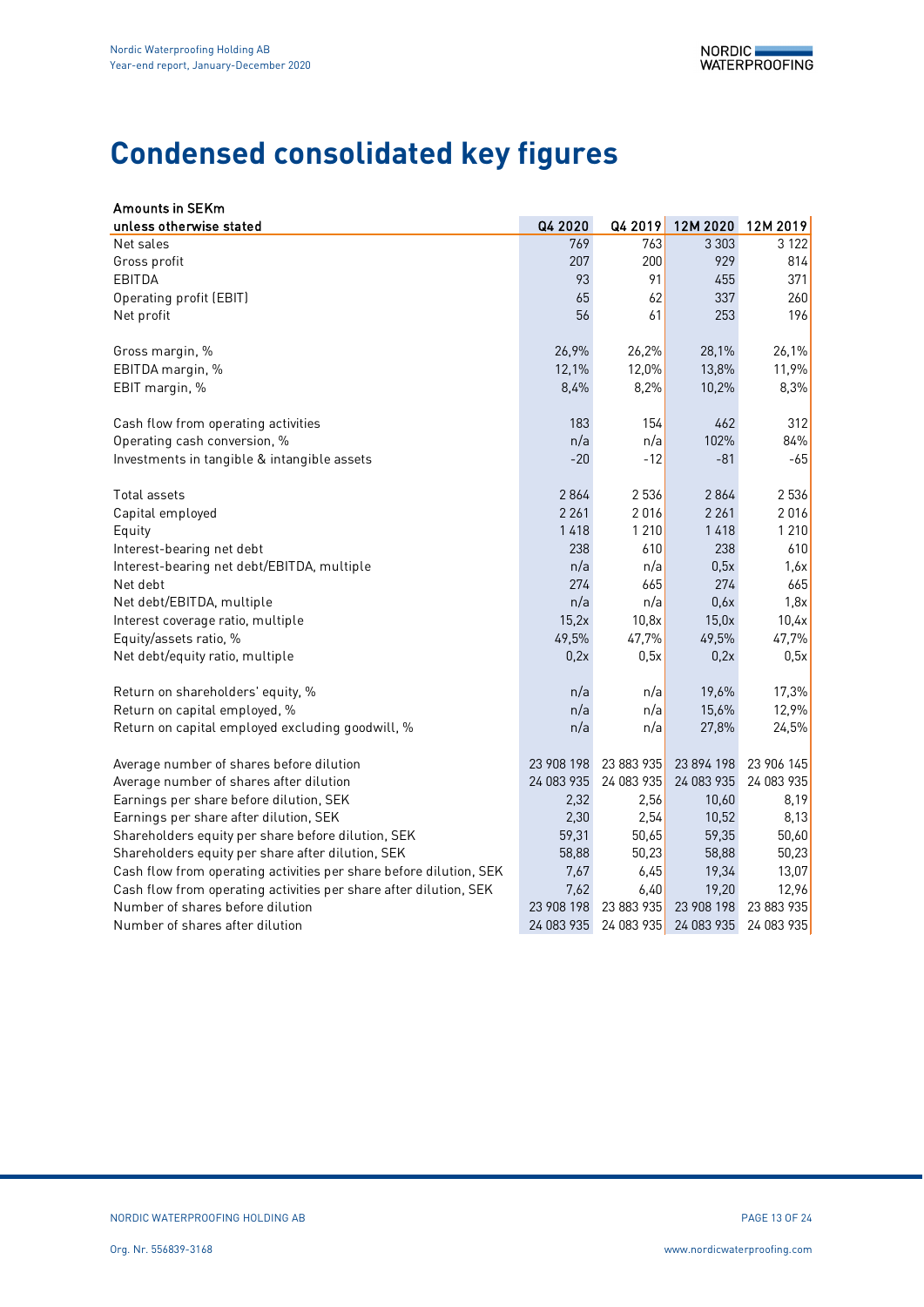# Condensed consolidated key figures

| Amounts in SEKm unless otherwise stated | Q4 2020 | Q4 2019 | 12M 2020 | 12M 2019 |
|---|---|---|---|---|
| Net sales | 769 | 763 | 3 303 | 3 122 |
| Gross profit | 207 | 200 | 929 | 814 |
| EBITDA | 93 | 91 | 455 | 371 |
| Operating profit (EBIT) | 65 | 62 | 337 | 260 |
| Net profit | 56 | 61 | 253 | 196 |
| | | | | |
| Gross margin, % | 26,9% | 26,2% | 28,1% | 26,1% |
| EBITDA margin, % | 12,1% | 12,0% | 13,8% | 11,9% |
| EBIT margin, % | 8,4% | 8,2% | 10,2% | 8,3% |
| | | | | |
| Cash flow from operating activities | 183 | 154 | 462 | 312 |
| Operating cash conversion, % | n/a | n/a | 102% | 84% |
| Investments in tangible & intangible assets | -20 | -12 | -81 | -65 |
| | | | | |
| Total assets | 2 864 | 2 536 | 2 864 | 2 536 |
| Capital employed | 2 261 | 2 016 | 2 261 | 2 016 |
| Equity | 1 418 | 1 210 | 1 418 | 1 210 |
| Interest-bearing net debt | 238 | 610 | 238 | 610 |
| Interest-bearing net debt/EBITDA, multiple | n/a | n/a | 0,5x | 1,6x |
| Net debt | 274 | 665 | 274 | 665 |
| Net debt/EBITDA, multiple | n/a | n/a | 0,6x | 1,8x |
| Interest coverage ratio, multiple | 15,2x | 10,8x | 15,0x | 10,4x |
| Equity/assets ratio, % | 49,5% | 47,7% | 49,5% | 47,7% |
| Net debt/equity ratio, multiple | 0,2x | 0,5x | 0,2x | 0,5x |
| | | | | |
| Return on shareholders' equity, % | n/a | n/a | 19,6% | 17,3% |
| Return on capital employed, % | n/a | n/a | 15,6% | 12,9% |
| Return on capital employed excluding goodwill, % | n/a | n/a | 27,8% | 24,5% |
| | | | | |
| Average number of shares before dilution | 23 908 198 | 23 883 935 | 23 894 198 | 23 906 145 |
| Average number of shares after dilution | 24 083 935 | 24 083 935 | 24 083 935 | 24 083 935 |
| Earnings per share before dilution, SEK | 2,32 | 2,56 | 10,60 | 8,19 |
| Earnings per share after dilution, SEK | 2,30 | 2,54 | 10,52 | 8,13 |
| Shareholders equity per share before dilution, SEK | 59,31 | 50,65 | 59,35 | 50,60 |
| Shareholders equity per share after dilution, SEK | 58,88 | 50,23 | 58,88 | 50,23 |
| Cash flow from operating activities per share before dilution, SEK | 7,67 | 6,45 | 19,34 | 13,07 |
| Cash flow from operating activities per share after dilution, SEK | 7,62 | 6,40 | 19,20 | 12,96 |
| Number of shares before dilution | 23 908 198 | 23 883 935 | 23 908 198 | 23 883 935 |
| Number of shares after dilution | 24 083 935 | 24 083 935 | 24 083 935 | 24 083 935 |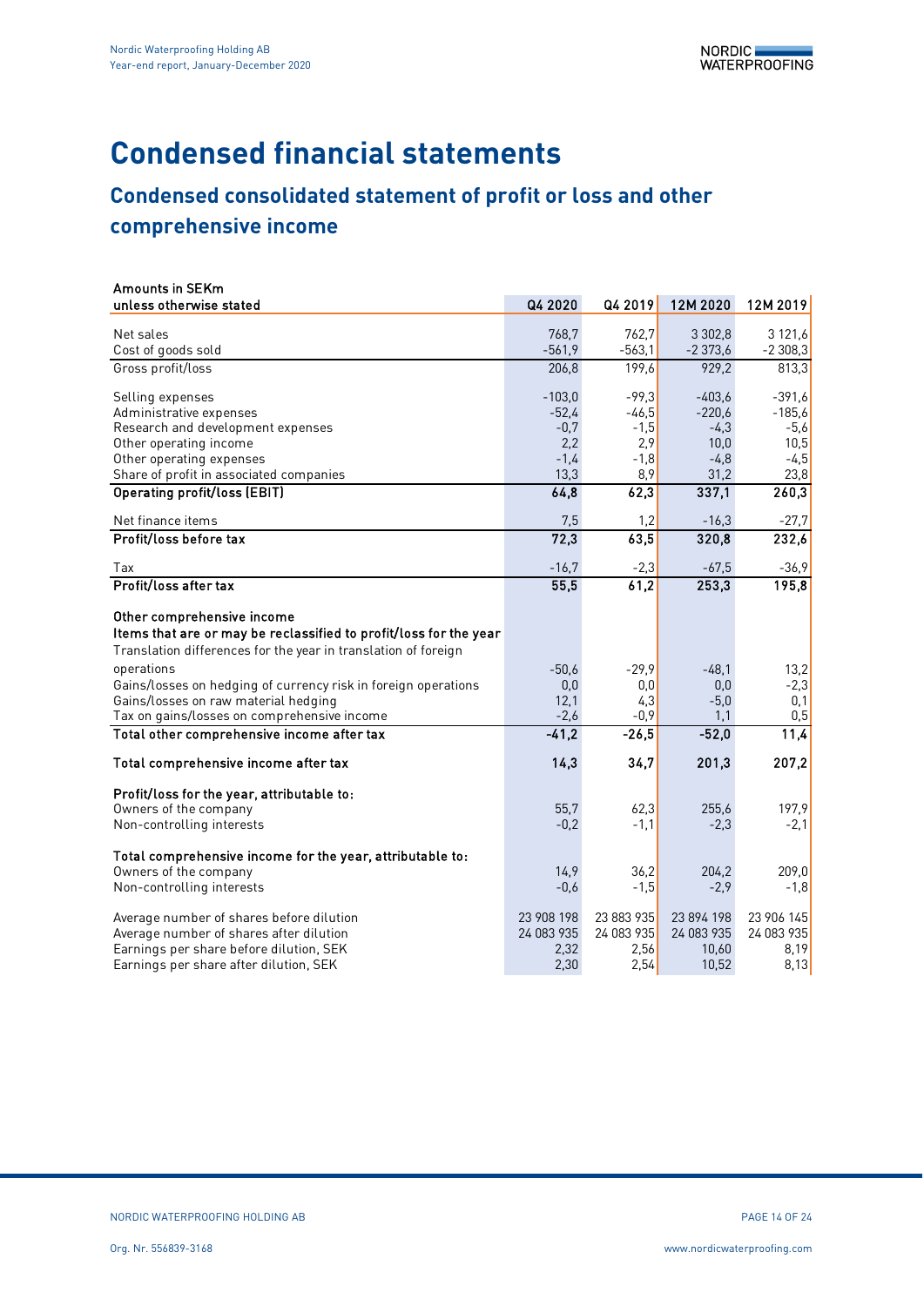# Condensed financial statements

## Condensed consolidated statement of profit or loss and other comprehensive income

| Amounts in SEKm unless otherwise stated | Q4 2020 | Q4 2019 | 12M 2020 | 12M 2019 |
|---|---|---|---|---|
| Net sales | 768,7 | 762,7 | 3 302,8 | 3 121,6 |
| Cost of goods sold | -561,9 | -563,1 | -2 373,6 | -2 308,3 |
| Gross profit/loss | 206,8 | 199,6 | 929,2 | 813,3 |
| Selling expenses | -103,0 | -99,3 | -403,6 | -391,6 |
| Administrative expenses | -52,4 | -46,5 | -220,6 | -185,6 |
| Research and development expenses | -0,7 | -1,5 | -4,3 | -5,6 |
| Other operating income | 2,2 | 2,9 | 10,0 | 10,5 |
| Other operating expenses | -1,4 | -1,8 | -4,8 | -4,5 |
| Share of profit in associated companies | 13,3 | 8,9 | 31,2 | 23,8 |
| **Operating profit/loss (EBIT)** | **64,8** | **62,3** | **337,1** | **260,3** |
| Net finance items | 7,5 | 1,2 | -16,3 | -27,7 |
| **Profit/loss before tax** | **72,3** | **63,5** | **320,8** | **232,6** |
| Tax | -16,7 | -2,3 | -67,5 | -36,9 |
| **Profit/loss after tax** | **55,5** | **61,2** | **253,3** | **195,8** |
| **Other comprehensive income** | | | | |
| **Items that are or may be reclassified to profit/loss for the year** | | | | |
| Translation differences for the year in translation of foreign operations | -50,6 | -29,9 | -48,1 | 13,2 |
| Gains/losses on hedging of currency risk in foreign operations | 0,0 | 0,0 | 0,0 | -2,3 |
| Gains/losses on raw material hedging | 12,1 | 4,3 | -5,0 | 0,1 |
| Tax on gains/losses on comprehensive income | -2,6 | -0,9 | 1,1 | 0,5 |
| **Total other comprehensive income after tax** | **-41,2** | **-26,5** | **-52,0** | **11,4** |
| **Total comprehensive income after tax** | **14,3** | **34,7** | **201,3** | **207,2** |
| **Profit/loss for the year, attributable to:** | | | | |
| Owners of the company | 55,7 | 62,3 | 255,6 | 197,9 |
| Non-controlling interests | -0,2 | -1,1 | -2,3 | -2,1 |
| **Total comprehensive income for the year, attributable to:** | | | | |
| Owners of the company | 14,9 | 36,2 | 204,2 | 209,0 |
| Non-controlling interests | -0,6 | -1,5 | -2,9 | -1,8 |
| Average number of shares before dilution | 23 908 198 | 23 883 935 | 23 894 198 | 23 906 145 |
| Average number of shares after dilution | 24 083 935 | 24 083 935 | 24 083 935 | 24 083 935 |
| Earnings per share before dilution, SEK | 2,32 | 2,56 | 10,60 | 8,19 |
| Earnings per share after dilution, SEK | 2,30 | 2,54 | 10,52 | 8,13 |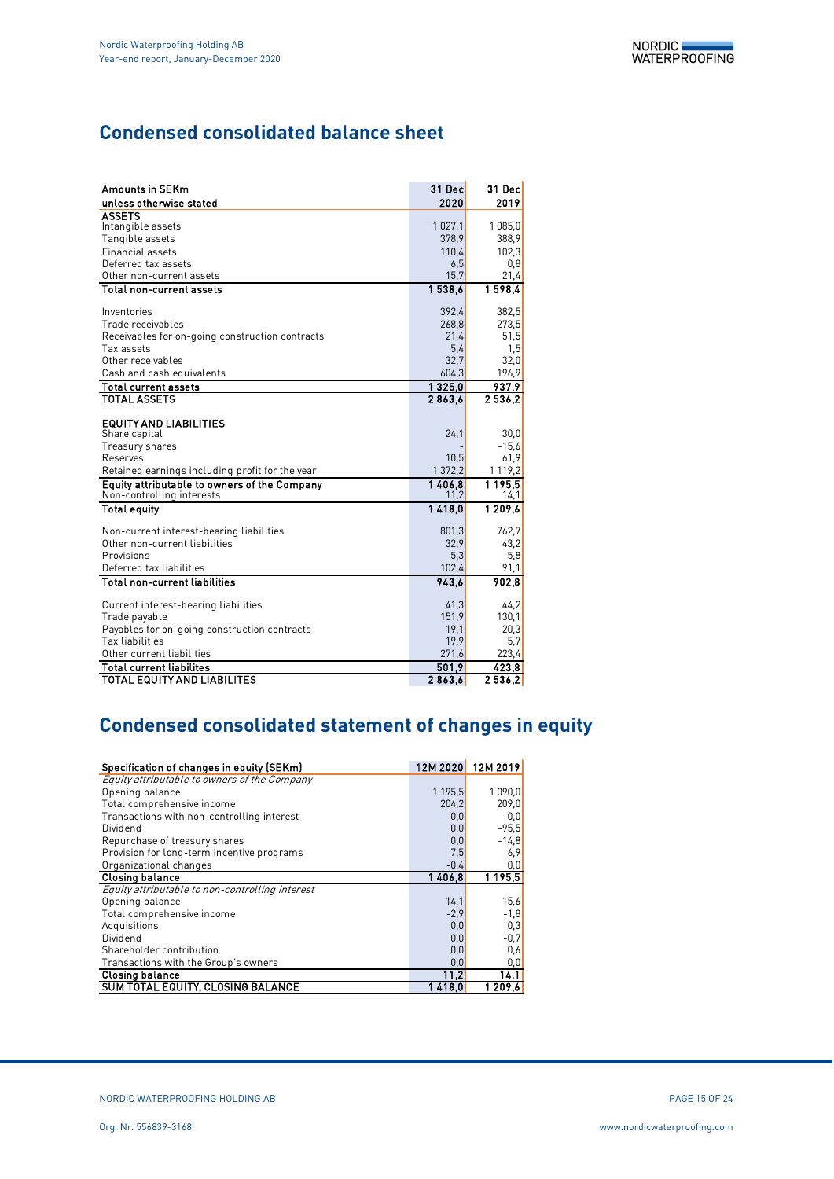## Condensed consolidated balance sheet

| Amounts in SEKm unless otherwise stated | 31 Dec 2020 | 31 Dec 2019 |
|---|---|---|
| **ASSETS** | | |
| Intangible assets | 1 027,1 | 1 085,0 |
| Tangible assets | 378,9 | 388,9 |
| Financial assets | 110,4 | 102,3 |
| Deferred tax assets | 6,5 | 0,8 |
| Other non-current assets | 15,7 | 21,4 |
| **Total non-current assets** | **1 538,6** | **1 598,4** |
| Inventories | 392,4 | 382,5 |
| Trade receivables | 268,8 | 273,5 |
| Receivables for on-going construction contracts | 21,4 | 51,5 |
| Tax assets | 5,4 | 1,5 |
| Other receivables | 32,7 | 32,0 |
| Cash and cash equivalents | 604,3 | 196,9 |
| **Total current assets** | **1 325,0** | **937,9** |
| **TOTAL ASSETS** | **2 863,6** | **2 536,2** |
| **EQUITY AND LIABILITIES** | | |
| Share capital | 24,1 | 30,0 |
| Treasury shares | - | -15,6 |
| Reserves | 10,5 | 61,9 |
| Retained earnings including profit for the year | 1 372,2 | 1 119,2 |
| **Equity attributable to owners of the Company** | **1 406,8** | **1 195,5** |
| Non-controlling interests | 11,2 | 14,1 |
| **Total equity** | **1 418,0** | **1 209,6** |
| Non-current interest-bearing liabilities | 801,3 | 762,7 |
| Other non-current liabilities | 32,9 | 43,2 |
| Provisions | 5,3 | 5,8 |
| Deferred tax liabilities | 102,4 | 91,1 |
| **Total non-current liabilities** | **943,6** | **902,8** |
| Current interest-bearing liabilities | 41,3 | 44,2 |
| Trade payable | 151,9 | 130,1 |
| Payables for on-going construction contracts | 19,1 | 20,3 |
| Tax liabilities | 19,9 | 5,7 |
| Other current liabilities | 271,6 | 223,4 |
| **Total current liabilites** | **501,9** | **423,8** |
| **TOTAL EQUITY AND LIABILITES** | **2 863,6** | **2 536,2** |

## Condensed consolidated statement of changes in equity

| Specification of changes in equity (SEKm) | 12M 2020 | 12M 2019 |
|---|---|---|
| *Equity attributable to owners of the Company* | | |
| Opening balance | 1 195,5 | 1 090,0 |
| Total comprehensive income | 204,2 | 209,0 |
| Transactions with non-controlling interest | 0,0 | 0,0 |
| Dividend | 0,0 | -95,5 |
| Repurchase of treasury shares | 0,0 | -14,8 |
| Provision for long-term incentive programs | 7,5 | 6,9 |
| Organizational changes | -0,4 | 0,0 |
| **Closing balance** | **1 406,8** | **1 195,5** |
| *Equity attributable to non-controlling interest* | | |
| Opening balance | 14,1 | 15,6 |
| Total comprehensive income | -2,9 | -1,8 |
| Acquisitions | 0,0 | 0,3 |
| Dividend | 0,0 | -0,7 |
| Shareholder contribution | 0,0 | 0,6 |
| Transactions with the Group's owners | 0,0 | 0,0 |
| **Closing balance** | **11,2** | **14,1** |
| **SUM TOTAL EQUITY, CLOSING BALANCE** | **1 418,0** | **1 209,6** |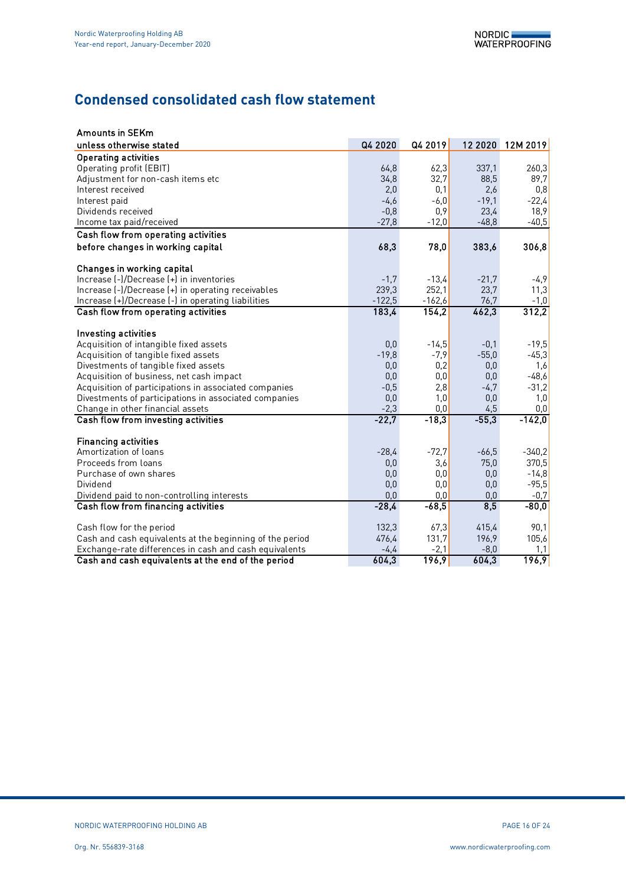## Condensed consolidated cash flow statement

| Amounts in SEKm unless otherwise stated | Q4 2020 | Q4 2019 | 12 2020 | 12M 2019 |
|---|---|---|---|---|
| **Operating activities** | | | | |
| Operating profit (EBIT) | 64,8 | 62,3 | 337,1 | 260,3 |
| Adjustment for non-cash items etc | 34,8 | 32,7 | 88,5 | 89,7 |
| Interest received | 2,0 | 0,1 | 2,6 | 0,8 |
| Interest paid | -4,6 | -6,0 | -19,1 | -22,4 |
| Dividends received | -0,8 | 0,9 | 23,4 | 18,9 |
| Income tax paid/received | -27,8 | -12,0 | -48,8 | -40,5 |
| **Cash flow from operating activities before changes in working capital** | **68,3** | **78,0** | **383,6** | **306,8** |
| **Changes in working capital** | | | | |
| Increase (-)/Decrease (+) in inventories | -1,7 | -13,4 | -21,7 | -4,9 |
| Increase (-)/Decrease (+) in operating receivables | 239,3 | 252,1 | 23,7 | 11,3 |
| Increase (+)/Decrease (-) in operating liabilities | -122,5 | -162,6 | 76,7 | -1,0 |
| **Cash flow from operating activities** | **183,4** | **154,2** | **462,3** | **312,2** |
| **Investing activities** | | | | |
| Acquisition of intangible fixed assets | 0,0 | -14,5 | -0,1 | -19,5 |
| Acquisition of tangible fixed assets | -19,8 | -7,9 | -55,0 | -45,3 |
| Divestments of tangible fixed assets | 0,0 | 0,2 | 0,0 | 1,6 |
| Acquisition of business, net cash impact | 0,0 | 0,0 | 0,0 | -48,6 |
| Acquisition of participations in associated companies | -0,5 | 2,8 | -4,7 | -31,2 |
| Divestments of participations in associated companies | 0,0 | 1,0 | 0,0 | 1,0 |
| Change in other financial assets | -2,3 | 0,0 | 4,5 | 0,0 |
| **Cash flow from investing activities** | **-22,7** | **-18,3** | **-55,3** | **-142,0** |
| **Financing activities** | | | | |
| Amortization of loans | -28,4 | -72,7 | -66,5 | -340,2 |
| Proceeds from loans | 0,0 | 3,6 | 75,0 | 370,5 |
| Purchase of own shares | 0,0 | 0,0 | 0,0 | -14,8 |
| Dividend | 0,0 | 0,0 | 0,0 | -95,5 |
| Dividend paid to non-controlling interests | 0,0 | 0,0 | 0,0 | -0,7 |
| **Cash flow from financing activities** | **-28,4** | **-68,5** | **8,5** | **-80,0** |
| Cash flow for the period | 132,3 | 67,3 | 415,4 | 90,1 |
| Cash and cash equivalents at the beginning of the period | 476,4 | 131,7 | 196,9 | 105,6 |
| Exchange-rate differences in cash and cash equivalents | -4,4 | -2,1 | -8,0 | 1,1 |
| **Cash and cash equivalents at the end of the period** | **604,3** | **196,9** | **604,3** | **196,9** |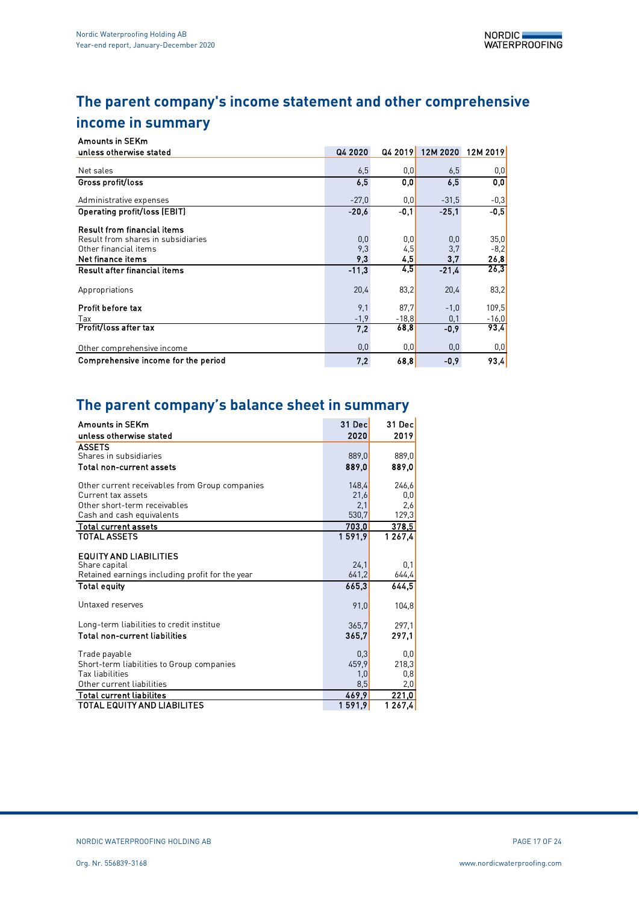## The parent company's income statement and other comprehensive income in summary

| Amounts in SEKm<br>unless otherwise stated | Q4 2020 | Q4 2019 | 12M 2020 | 12M 2019 |
|---|---|---|---|---|
| Net sales | 6,5 | 0,0 | 6,5 | 0,0 |
| **Gross profit/loss** | **6,5** | **0,0** | **6,5** | **0,0** |
| Administrative expenses | -27,0 | 0,0 | -31,5 | -0,3 |
| **Operating profit/loss (EBIT)** | **-20,6** | **-0,1** | **-25,1** | **-0,5** |
| **Result from financial items** | | | | |
| Result from shares in subsidiaries | 0,0 | 0,0 | 0,0 | 35,0 |
| Other financial items | 9,3 | 4,5 | 3,7 | -8,2 |
| **Net finance items** | **9,3** | **4,5** | **3,7** | **26,8** |
| **Result after financial items** | **-11,3** | **4,5** | **-21,4** | **26,3** |
| Appropriations | 20,4 | 83,2 | 20,4 | 83,2 |
| **Profit before tax** | 9,1 | 87,7 | -1,0 | 109,5 |
| Tax | -1,9 | -18,8 | 0,1 | -16,0 |
| **Profit/loss after tax** | **7,2** | **68,8** | **-0,9** | **93,4** |
| Other comprehensive income | 0,0 | 0,0 | 0,0 | 0,0 |
| **Comprehensive income for the period** | **7,2** | **68,8** | **-0,9** | **93,4** |

## The parent company's balance sheet in summary

| Amounts in SEKm<br>unless otherwise stated | 31 Dec<br>2020 | 31 Dec<br>2019 |
|---|---|---|
| **ASSETS** | | |
| Shares in subsidiaries | 889,0 | 889,0 |
| **Total non-current assets** | **889,0** | **889,0** |
| Other current receivables from Group companies | 148,4 | 246,6 |
| Current tax assets | 21,6 | 0,0 |
| Other short-term receivables | 2,1 | 2,6 |
| Cash and cash equivalents | 530,7 | 129,3 |
| **Total current assets** | **703,0** | **378,5** |
| TOTAL ASSETS | 1 591,9 | 1 267,4 |
| **EQUITY AND LIABILITIES** | | |
| Share capital | 24,1 | 0,1 |
| Retained earnings including profit for the year | 641,2 | 644,4 |
| **Total equity** | **665,3** | **644,5** |
| Untaxed reserves | 91,0 | 104,8 |
| Long-term liabilities to credit institue | 365,7 | 297,1 |
| **Total non-current liabilities** | **365,7** | **297,1** |
| Trade payable | 0,3 | 0,0 |
| Short-term liabilities to Group companies | 459,9 | 218,3 |
| Tax liabilities | 1,0 | 0,8 |
| Other current liabilities | 8,5 | 2,0 |
| **Total current liabilites** | **469,9** | **221,0** |
| TOTAL EQUITY AND LIABILITES | 1 591,9 | 1 267,4 |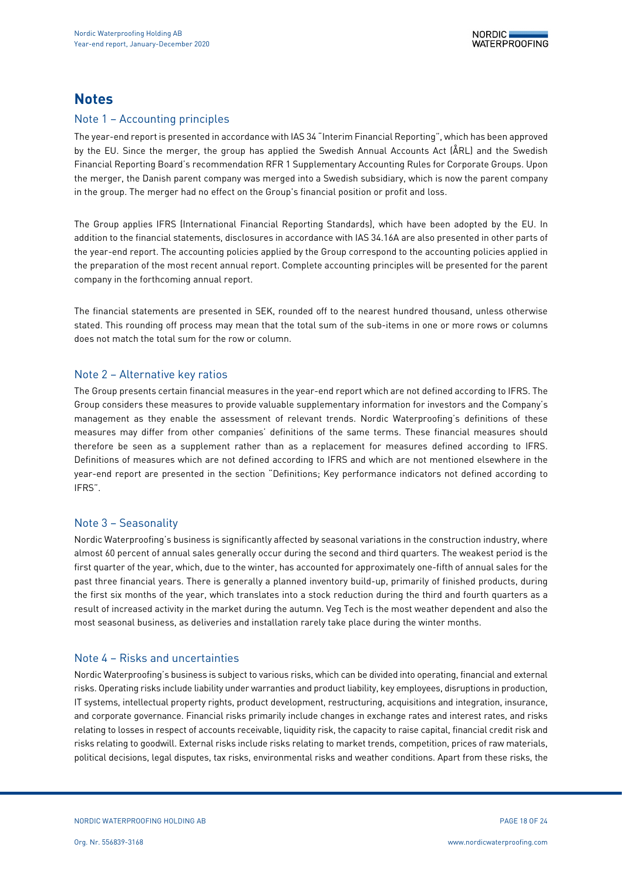# Notes

## Note 1 – Accounting principles

The year-end report is presented in accordance with IAS 34 "Interim Financial Reporting", which has been approved by the EU. Since the merger, the group has applied the Swedish Annual Accounts Act (ÅRL) and the Swedish Financial Reporting Board's recommendation RFR 1 Supplementary Accounting Rules for Corporate Groups. Upon the merger, the Danish parent company was merged into a Swedish subsidiary, which is now the parent company in the group. The merger had no effect on the Group's financial position or profit and loss.

The Group applies IFRS (International Financial Reporting Standards), which have been adopted by the EU. In addition to the financial statements, disclosures in accordance with IAS 34.16A are also presented in other parts of the year-end report. The accounting policies applied by the Group correspond to the accounting policies applied in the preparation of the most recent annual report. Complete accounting principles will be presented for the parent company in the forthcoming annual report.

The financial statements are presented in SEK, rounded off to the nearest hundred thousand, unless otherwise stated. This rounding off process may mean that the total sum of the sub-items in one or more rows or columns does not match the total sum for the row or column.

## Note 2 – Alternative key ratios

The Group presents certain financial measures in the year-end report which are not defined according to IFRS. The Group considers these measures to provide valuable supplementary information for investors and the Company's management as they enable the assessment of relevant trends. Nordic Waterproofing's definitions of these measures may differ from other companies' definitions of the same terms. These financial measures should therefore be seen as a supplement rather than as a replacement for measures defined according to IFRS. Definitions of measures which are not defined according to IFRS and which are not mentioned elsewhere in the year-end report are presented in the section "Definitions; Key performance indicators not defined according to IFRS".

## Note 3 – Seasonality

Nordic Waterproofing's business is significantly affected by seasonal variations in the construction industry, where almost 60 percent of annual sales generally occur during the second and third quarters. The weakest period is the first quarter of the year, which, due to the winter, has accounted for approximately one-fifth of annual sales for the past three financial years. There is generally a planned inventory build-up, primarily of finished products, during the first six months of the year, which translates into a stock reduction during the third and fourth quarters as a result of increased activity in the market during the autumn. Veg Tech is the most weather dependent and also the most seasonal business, as deliveries and installation rarely take place during the winter months.

## Note 4 – Risks and uncertainties

Nordic Waterproofing's business is subject to various risks, which can be divided into operating, financial and external risks. Operating risks include liability under warranties and product liability, key employees, disruptions in production, IT systems, intellectual property rights, product development, restructuring, acquisitions and integration, insurance, and corporate governance. Financial risks primarily include changes in exchange rates and interest rates, and risks relating to losses in respect of accounts receivable, liquidity risk, the capacity to raise capital, financial credit risk and risks relating to goodwill. External risks include risks relating to market trends, competition, prices of raw materials, political decisions, legal disputes, tax risks, environmental risks and weather conditions. Apart from these risks, the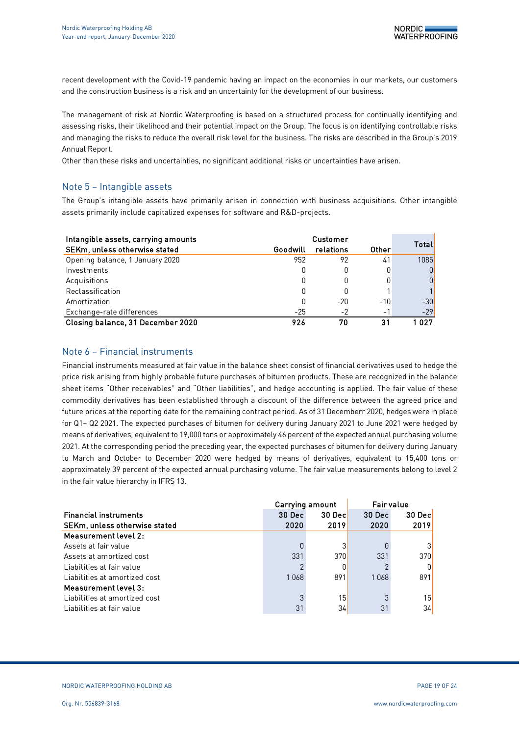recent development with the Covid-19 pandemic having an impact on the economies in our markets, our customers and the construction business is a risk and an uncertainty for the development of our business.

The management of risk at Nordic Waterproofing is based on a structured process for continually identifying and assessing risks, their likelihood and their potential impact on the Group. The focus is on identifying controllable risks and managing the risks to reduce the overall risk level for the business. The risks are described in the Group's 2019 Annual Report.

Other than these risks and uncertainties, no significant additional risks or uncertainties have arisen.

## Note 5 – Intangible assets

The Group's intangible assets have primarily arisen in connection with business acquisitions. Other intangible assets primarily include capitalized expenses for software and R&D-projects.

| Intangible assets, carrying amounts<br>SEKm, unless otherwise stated | Goodwill | Customer relations | Other | Total |
|---|---|---|---|---|
| Opening balance, 1 January 2020 | 952 | 92 | 41 | 1085 |
| Investments | 0 | 0 | 0 | 0 |
| Acquisitions | 0 | 0 | 0 | 0 |
| Reclassification | 0 | 0 | 1 | 1 |
| Amortization | 0 | -20 | -10 | -30 |
| Exchange-rate differences | -25 | -2 | -1 | -29 |
| **Closing balance, 31 December 2020** | **926** | **70** | **31** | **1 027** |

## Note 6 – Financial instruments

Financial instruments measured at fair value in the balance sheet consist of financial derivatives used to hedge the price risk arising from highly probable future purchases of bitumen products. These are recognized in the balance sheet items "Other receivables" and "Other liabilities", and hedge accounting is applied. The fair value of these commodity derivatives has been established through a discount of the difference between the agreed price and future prices at the reporting date for the remaining contract period. As of 31 Decemberr 2020, hedges were in place for Q1– Q2 2021. The expected purchases of bitumen for delivery during January 2021 to June 2021 were hedged by means of derivatives, equivalent to 19,000 tons or approximately 46 percent of the expected annual purchasing volume 2021. At the corresponding period the preceding year, the expected purchases of bitumen for delivery during January to March and October to December 2020 were hedged by means of derivatives, equivalent to 15,400 tons or approximately 39 percent of the expected annual purchasing volume. The fair value measurements belong to level 2 in the fair value hierarchy in IFRS 13.

| | Carrying amount | | Fair value | |
|---|---|---|---|---|
| **Financial instruments**<br>**SEKm, unless otherwise stated** | **30 Dec 2020** | **30 Dec 2019** | **30 Dec 2020** | **30 Dec 2019** |
| **Measurement level 2:** | | | | |
| Assets at fair value | 0 | 3 | 0 | 3 |
| Assets at amortized cost | 331 | 370 | 331 | 370 |
| Liabilities at fair value | 2 | 0 | 2 | 0 |
| Liabilities at amortized cost | 1 068 | 891 | 1 068 | 891 |
| **Measurement level 3:** | | | | |
| Liabilities at amortized cost | 3 | 15 | 3 | 15 |
| Liabilities at fair value | 31 | 34 | 31 | 34 |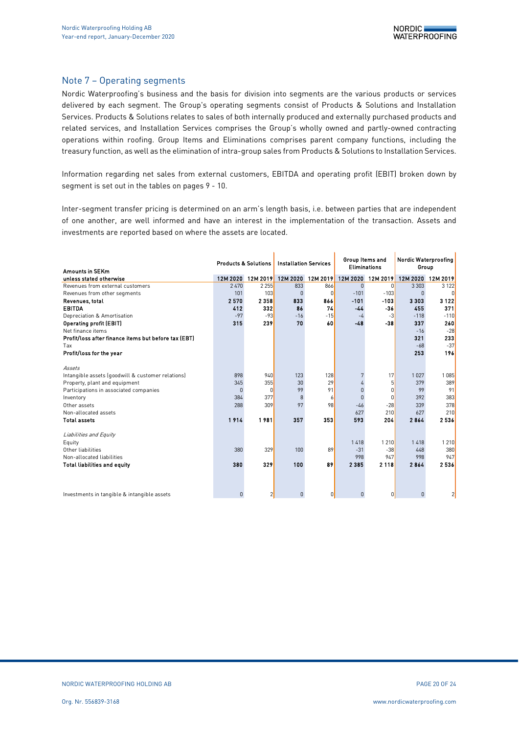## Note 7 – Operating segments

Nordic Waterproofing's business and the basis for division into segments are the various products or services delivered by each segment. The Group's operating segments consist of Products & Solutions and Installation Services. Products & Solutions relates to sales of both internally produced and externally purchased products and related services, and Installation Services comprises the Group's wholly owned and partly-owned contracting operations within roofing. Group Items and Eliminations comprises parent company functions, including the treasury function, as well as the elimination of intra-group sales from Products & Solutions to Installation Services.

Information regarding net sales from external customers, EBITDA and operating profit (EBIT) broken down by segment is set out in the tables on pages 9 - 10.

Inter-segment transfer pricing is determined on an arm's length basis, i.e. between parties that are independent of one another, are well informed and have an interest in the implementation of the transaction. Assets and investments are reported based on where the assets are located.

| Amounts in SEKm | Products & Solutions | | Installation Services | | Group Items and Eliminations | | Nordic Waterproofing Group | |
|---|---|---|---|---|---|---|---|---|
| **unless stated otherwise** | **12M 2020** | **12M 2019** | **12M 2020** | **12M 2019** | **12M 2020** | **12M 2019** | **12M 2020** | **12M 2019** |
| Revenues from external customers | 2 470 | 2 255 | 833 | 866 | 0 | 0 | 3 303 | 3 122 |
| Revenues from other segments | 101 | 103 | 0 | 0 | -101 | -103 | 0 | 0 |
| **Revenues, total** | **2 570** | **2 358** | **833** | **866** | **-101** | **-103** | **3 303** | **3 122** |
| **EBITDA** | **412** | **332** | **86** | **74** | **-44** | **-36** | **455** | **371** |
| Depreciation & Amortisation | -97 | -93 | -16 | -15 | -4 | -3 | -118 | -110 |
| **Operating profit (EBIT)** | **315** | **239** | **70** | **60** | **-48** | **-38** | **337** | **260** |
| Net finance items | | | | | | | -16 | -28 |
| **Profit/loss after finance items but before tax (EBT)** | | | | | | | **321** | **233** |
| Tax | | | | | | | -68 | -37 |
| **Profit/loss for the year** | | | | | | | **253** | **196** |
| *Assets* | | | | | | | | |
| Intangible assets (goodwill & customer relations) | 898 | 940 | 123 | 128 | 7 | 17 | 1 027 | 1 085 |
| Property, plant and equipment | 345 | 355 | 30 | 29 | 4 | 5 | 379 | 389 |
| Participations in associated companies | 0 | 0 | 99 | 91 | 0 | 0 | 99 | 91 |
| Inventory | 384 | 377 | 8 | 6 | 0 | 0 | 392 | 383 |
| Other assets | 288 | 309 | 97 | 98 | -46 | -28 | 339 | 378 |
| Non-allocated assets | | | | | 627 | 210 | 627 | 210 |
| **Total assets** | **1 914** | **1 981** | **357** | **353** | **593** | **204** | **2 864** | **2 536** |
| *Liabilities and Equity* | | | | | | | | |
| Equity | | | | | 1 418 | 1 210 | 1 418 | 1 210 |
| Other liabilities | 380 | 329 | 100 | 89 | -31 | -38 | 448 | 380 |
| Non-allocated liabilities | | | | | 998 | 947 | 998 | 947 |
| **Total liabilities and equity** | **380** | **329** | **100** | **89** | **2 385** | **2 118** | **2 864** | **2 536** |
| Investments in tangible & intangible assets | 0 | 2 | 0 | 0 | 0 | 0 | 0 | 2 |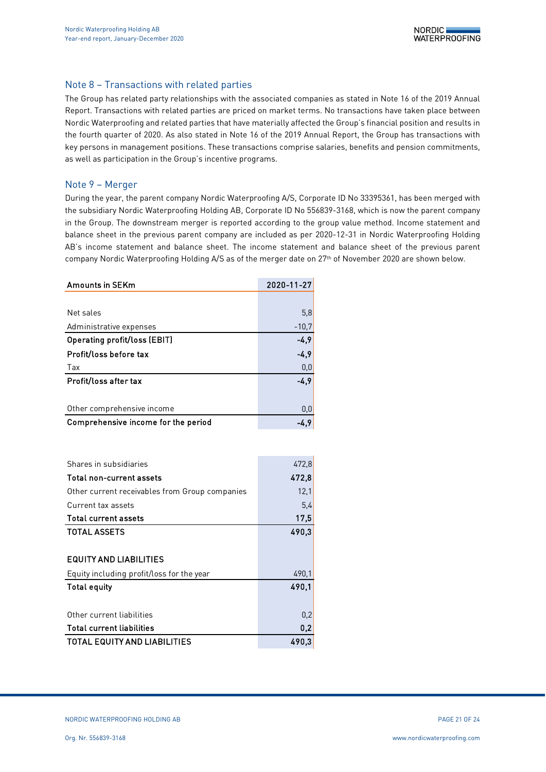## Note 8 – Transactions with related parties

The Group has related party relationships with the associated companies as stated in Note 16 of the 2019 Annual Report. Transactions with related parties are priced on market terms. No transactions have taken place between Nordic Waterproofing and related parties that have materially affected the Group's financial position and results in the fourth quarter of 2020. As also stated in Note 16 of the 2019 Annual Report, the Group has transactions with key persons in management positions. These transactions comprise salaries, benefits and pension commitments, as well as participation in the Group's incentive programs.

## Note 9 – Merger

During the year, the parent company Nordic Waterproofing A/S, Corporate ID No 33395361, has been merged with the subsidiary Nordic Waterproofing Holding AB, Corporate ID No 556839-3168, which is now the parent company in the Group. The downstream merger is reported according to the group value method. Income statement and balance sheet in the previous parent company are included as per 2020-12-31 in Nordic Waterproofing Holding AB's income statement and balance sheet. The income statement and balance sheet of the previous parent company Nordic Waterproofing Holding A/S as of the merger date on 27th of November 2020 are shown below.

| Amounts in SEKm | 2020-11-27 |
|---|---|
| | |
| Net sales | 5,8 |
| Administrative expenses | -10,7 |
| **Operating profit/loss (EBIT)** | **-4,9** |
| **Profit/loss before tax** | **-4,9** |
| Tax | 0,0 |
| **Profit/loss after tax** | **-4,9** |
| | |
| Other comprehensive income | 0,0 |
| **Comprehensive income for the period** | **-4,9** |

| | |
|---|---|
| Shares in subsidiaries | 472,8 |
| **Total non-current assets** | **472,8** |
| Other current receivables from Group companies | 12,1 |
| Current tax assets | 5,4 |
| **Total current assets** | **17,5** |
| **TOTAL ASSETS** | **490,3** |
| | |
| **EQUITY AND LIABILITIES** | |
| Equity including profit/loss for the year | 490,1 |
| **Total equity** | **490,1** |
| | |
| Other current liabilities | 0,2 |
| **Total current liabilities** | **0,2** |
| **TOTAL EQUITY AND LIABILITIES** | **490,3** |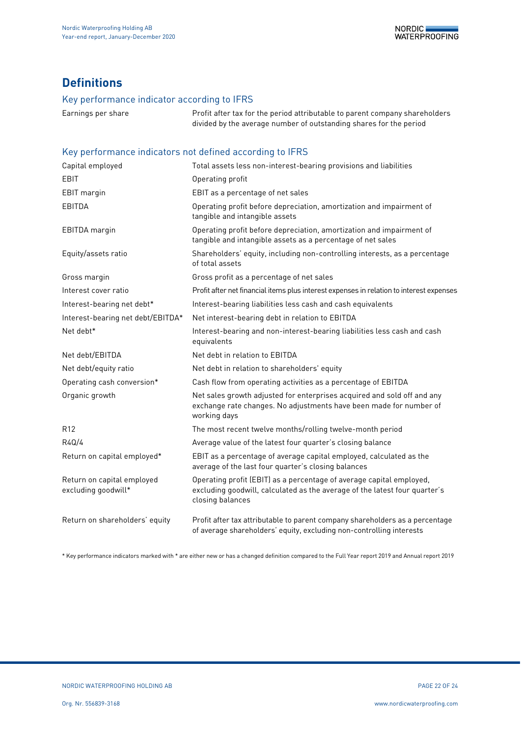# Definitions

## Key performance indicator according to IFRS

| | |
|---|---|
| Earnings per share | Profit after tax for the period attributable to parent company shareholders divided by the average number of outstanding shares for the period |

## Key performance indicators not defined according to IFRS

| | |
|---|---|
| Capital employed | Total assets less non-interest-bearing provisions and liabilities |
| EBIT | Operating profit |
| EBIT margin | EBIT as a percentage of net sales |
| EBITDA | Operating profit before depreciation, amortization and impairment of tangible and intangible assets |
| EBITDA margin | Operating profit before depreciation, amortization and impairment of tangible and intangible assets as a percentage of net sales |
| Equity/assets ratio | Shareholders' equity, including non-controlling interests, as a percentage of total assets |
| Gross margin | Gross profit as a percentage of net sales |
| Interest cover ratio | Profit after net financial items plus interest expenses in relation to interest expenses |
| Interest-bearing net debt* | Interest-bearing liabilities less cash and cash equivalents |
| Interest-bearing net debt/EBITDA* | Net interest-bearing debt in relation to EBITDA |
| Net debt* | Interest-bearing and non-interest-bearing liabilities less cash and cash equivalents |
| Net debt/EBITDA | Net debt in relation to EBITDA |
| Net debt/equity ratio | Net debt in relation to shareholders' equity |
| Operating cash conversion* | Cash flow from operating activities as a percentage of EBITDA |
| Organic growth | Net sales growth adjusted for enterprises acquired and sold off and any exchange rate changes. No adjustments have been made for number of working days |
| R12 | The most recent twelve months/rolling twelve-month period |
| R4Q/4 | Average value of the latest four quarter's closing balance |
| Return on capital employed* | EBIT as a percentage of average capital employed, calculated as the average of the last four quarter's closing balances |
| Return on capital employed excluding goodwill* | Operating profit (EBIT) as a percentage of average capital employed, excluding goodwill, calculated as the average of the latest four quarter's closing balances |
| Return on shareholders' equity | Profit after tax attributable to parent company shareholders as a percentage of average shareholders' equity, excluding non-controlling interests |

* Key performance indicators marked with * are either new or has a changed definition compared to the Full Year report 2019 and Annual report 2019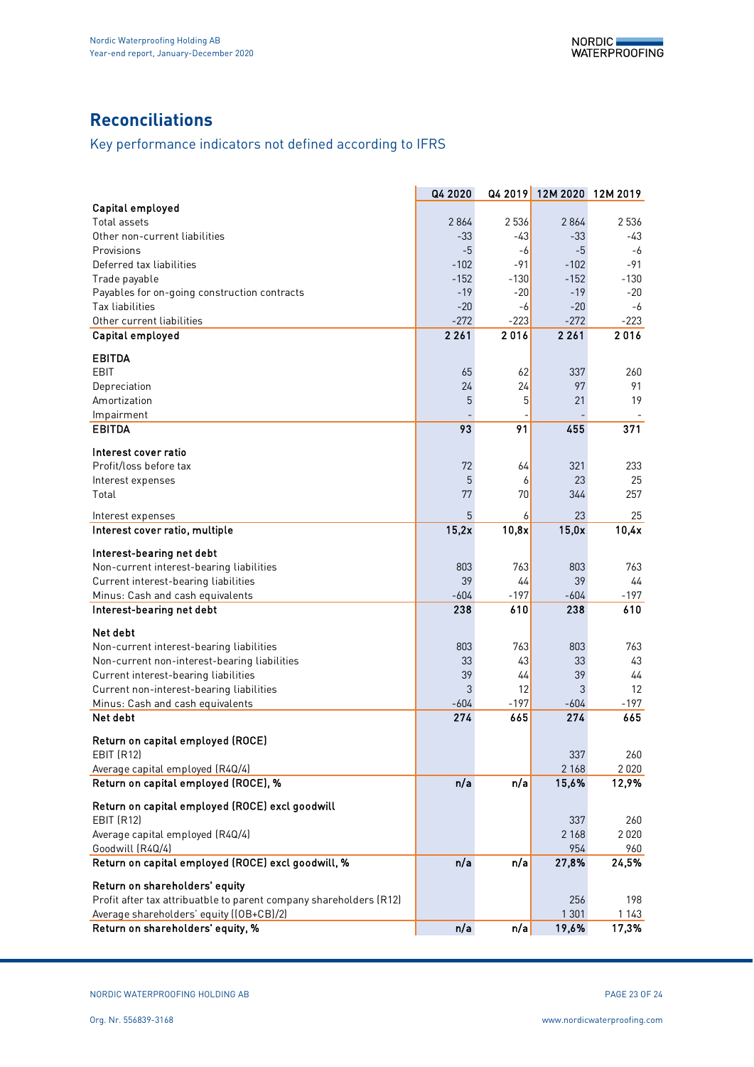# Reconciliations

## Key performance indicators not defined according to IFRS

| | Q4 2020 | Q4 2019 | 12M 2020 | 12M 2019 |
|---|---|---|---|---|
| **Capital employed** | | | | |
| Total assets | 2 864 | 2 536 | 2 864 | 2 536 |
| Other non-current liabilities | -33 | -43 | -33 | -43 |
| Provisions | -5 | -6 | -5 | -6 |
| Deferred tax liabilities | -102 | -91 | -102 | -91 |
| Trade payable | -152 | -130 | -152 | -130 |
| Payables for on-going construction contracts | -19 | -20 | -19 | -20 |
| Tax liabilities | -20 | -6 | -20 | -6 |
| Other current liabilities | -272 | -223 | -272 | -223 |
| **Capital employed** | **2 261** | **2 016** | **2 261** | **2 016** |
| **EBITDA** | | | | |
| EBIT | 65 | 62 | 337 | 260 |
| Depreciation | 24 | 24 | 97 | 91 |
| Amortization | 5 | 5 | 21 | 19 |
| Impairment | - | - | - | - |
| **EBITDA** | **93** | **91** | **455** | **371** |
| **Interest cover ratio** | | | | |
| Profit/loss before tax | 72 | 64 | 321 | 233 |
| Interest expenses | 5 | 6 | 23 | 25 |
| Total | 77 | 70 | 344 | 257 |
| Interest expenses | 5 | 6 | 23 | 25 |
| **Interest cover ratio, multiple** | **15,2x** | **10,8x** | **15,0x** | **10,4x** |
| **Interest-bearing net debt** | | | | |
| Non-current interest-bearing liabilities | 803 | 763 | 803 | 763 |
| Current interest-bearing liabilities | 39 | 44 | 39 | 44 |
| Minus: Cash and cash equivalents | -604 | -197 | -604 | -197 |
| **Interest-bearing net debt** | **238** | **610** | **238** | **610** |
| **Net debt** | | | | |
| Non-current interest-bearing liabilities | 803 | 763 | 803 | 763 |
| Non-current non-interest-bearing liabilities | 33 | 43 | 33 | 43 |
| Current interest-bearing liabilities | 39 | 44 | 39 | 44 |
| Current non-interest-bearing liabilities | 3 | 12 | 3 | 12 |
| Minus: Cash and cash equivalents | -604 | -197 | -604 | -197 |
| **Net debt** | **274** | **665** | **274** | **665** |
| **Return on capital employed (ROCE)** | | | | |
| EBIT (R12) | | | 337 | 260 |
| Average capital employed (R4Q/4) | | | 2 168 | 2 020 |
| **Return on capital employed (ROCE), %** | **n/a** | **n/a** | **15,6%** | **12,9%** |
| **Return on capital employed (ROCE) excl goodwill** | | | | |
| EBIT (R12) | | | 337 | 260 |
| Average capital employed (R4Q/4) | | | 2 168 | 2 020 |
| Goodwill (R4Q/4) | | | 954 | 960 |
| **Return on capital employed (ROCE) excl goodwill, %** | **n/a** | **n/a** | **27,8%** | **24,5%** |
| **Return on shareholders' equity** | | | | |
| Profit after tax attribuatble to parent company shareholders (R12) | | | 256 | 198 |
| Average shareholders' equity ((OB+CB)/2) | | | 1 301 | 1 143 |
| **Return on shareholders' equity, %** | **n/a** | **n/a** | **19,6%** | **17,3%** |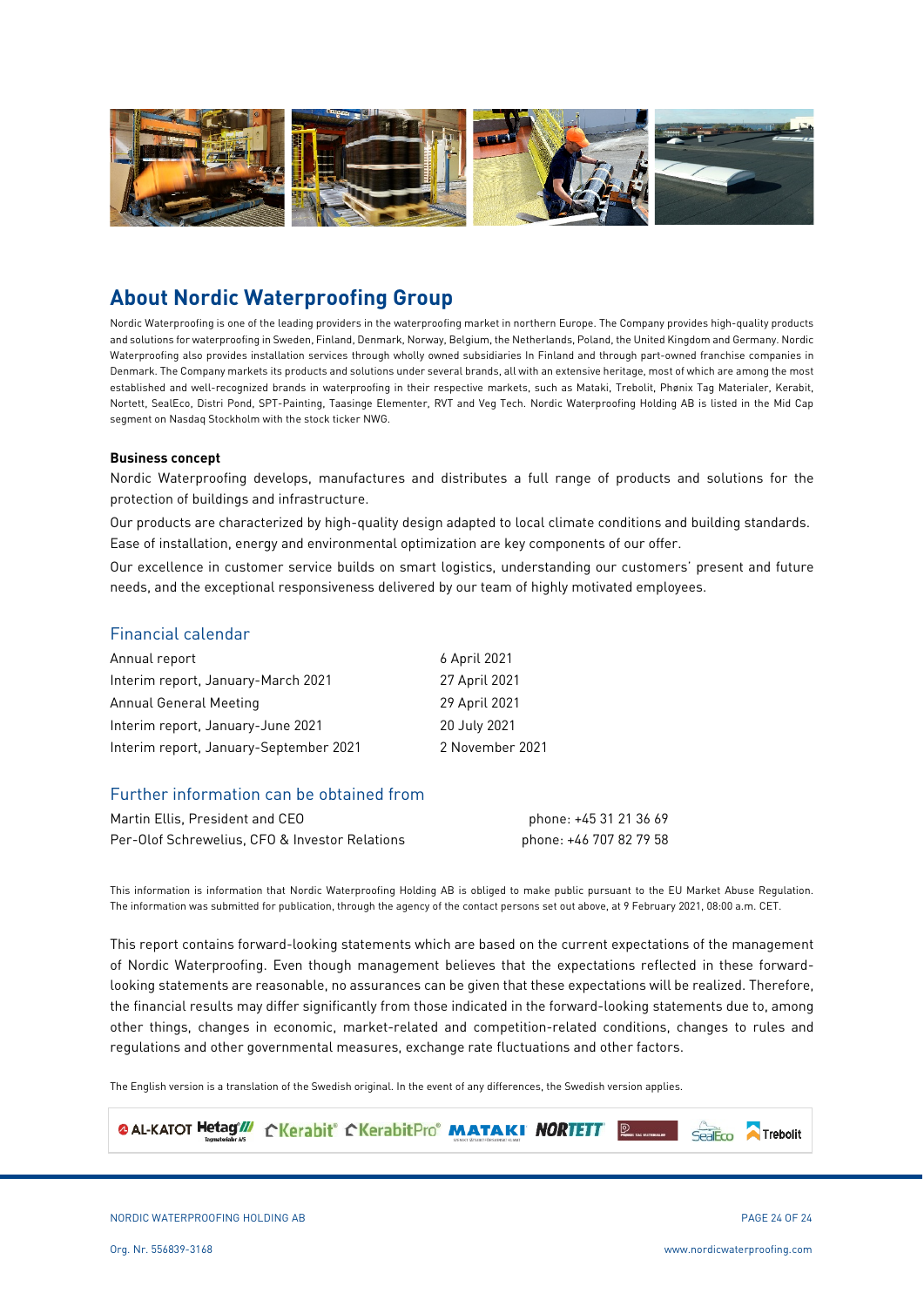## About Nordic Waterproofing Group

Nordic Waterproofing is one of the leading providers in the waterproofing market in northern Europe. The Company provides high-quality products and solutions for waterproofing in Sweden, Finland, Denmark, Norway, Belgium, the Netherlands, Poland, the United Kingdom and Germany. Nordic Waterproofing also provides installation services through wholly owned subsidiaries In Finland and through part-owned franchise companies in Denmark. The Company markets its products and solutions under several brands, all with an extensive heritage, most of which are among the most established and well-recognized brands in waterproofing in their respective markets, such as Mataki, Trebolit, Phønix Tag Materialer, Kerabit, Nortett, SealEco, Distri Pond, SPT-Painting, Taasinge Elementer, RVT and Veg Tech. Nordic Waterproofing Holding AB is listed in the Mid Cap segment on Nasdaq Stockholm with the stock ticker NWG.

**Business concept**

Nordic Waterproofing develops, manufactures and distributes a full range of products and solutions for the protection of buildings and infrastructure.

Our products are characterized by high-quality design adapted to local climate conditions and building standards. Ease of installation, energy and environmental optimization are key components of our offer.

Our excellence in customer service builds on smart logistics, understanding our customers' present and future needs, and the exceptional responsiveness delivered by our team of highly motivated employees.

### Financial calendar

| | |
|---|---|
| Annual report | 6 April 2021 |
| Interim report, January-March 2021 | 27 April 2021 |
| Annual General Meeting | 29 April 2021 |
| Interim report, January-June 2021 | 20 July 2021 |
| Interim report, January-September 2021 | 2 November 2021 |

### Further information can be obtained from

| | |
|---|---|
| Martin Ellis, President and CEO | phone: +45 31 21 36 69 |
| Per-Olof Schrewelius, CFO & Investor Relations | phone: +46 707 82 79 58 |

This information is information that Nordic Waterproofing Holding AB is obliged to make public pursuant to the EU Market Abuse Regulation. The information was submitted for publication, through the agency of the contact persons set out above, at 9 February 2021, 08:00 a.m. CET.

This report contains forward-looking statements which are based on the current expectations of the management of Nordic Waterproofing. Even though management believes that the expectations reflected in these forward-looking statements are reasonable, no assurances can be given that these expectations will be realized. Therefore, the financial results may differ significantly from those indicated in the forward-looking statements due to, among other things, changes in economic, market-related and competition-related conditions, changes to rules and regulations and other governmental measures, exchange rate fluctuations and other factors.

The English version is a translation of the Swedish original. In the event of any differences, the Swedish version applies.

Org. Nr. 556839-3168

www.nordicwaterproofing.com